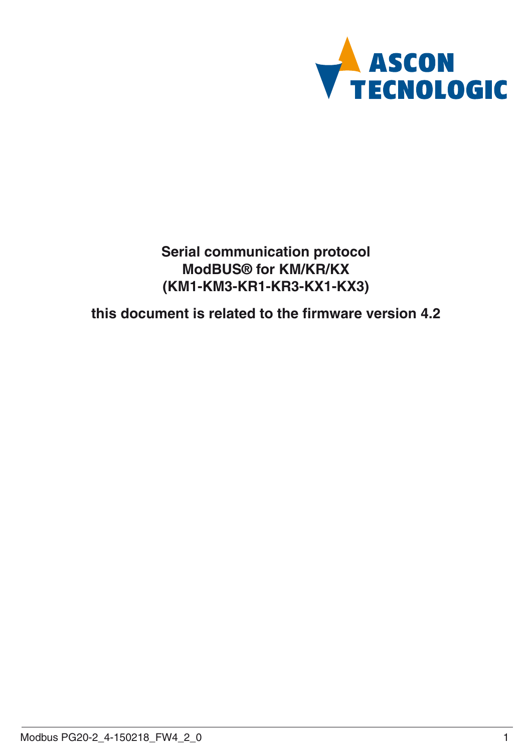ASCON TECNOLOGIC

# Serial communication protocol ModBUS® for KM/KR/KX (KM1-KM3-KR1-KR3-KX1-KX3)

## this document is related to the firmware version 4.2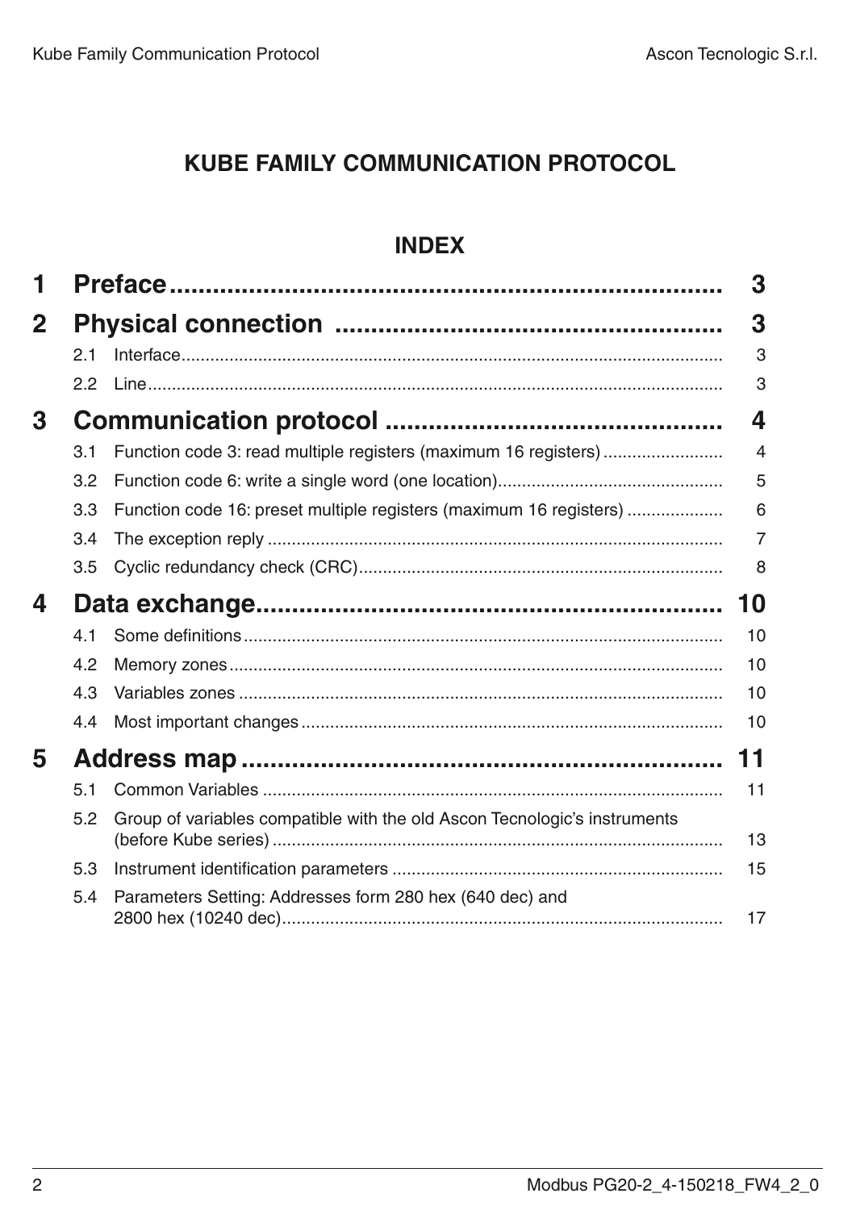# KUBE FAMILY COMMUNICATION PROTOCOL

## INDEX

| | | |
|---|---|---|
| **1** | **Preface** | **3** |
| **2** | **Physical connection** | **3** |
| 2.1 | Interface | 3 |
| 2.2 | Line | 3 |
| **3** | **Communication protocol** | **4** |
| 3.1 | Function code 3: read multiple registers (maximum 16 registers) | 4 |
| 3.2 | Function code 6: write a single word (one location) | 5 |
| 3.3 | Function code 16: preset multiple registers (maximum 16 registers) | 6 |
| 3.4 | The exception reply | 7 |
| 3.5 | Cyclic redundancy check (CRC) | 8 |
| **4** | **Data exchange** | **10** |
| 4.1 | Some definitions | 10 |
| 4.2 | Memory zones | 10 |
| 4.3 | Variables zones | 10 |
| 4.4 | Most important changes | 10 |
| **5** | **Address map** | **11** |
| 5.1 | Common Variables | 11 |
| 5.2 | Group of variables compatible with the old Ascon Tecnologic's instruments (before Kube series) | 13 |
| 5.3 | Instrument identification parameters | 15 |
| 5.4 | Parameters Setting: Addresses form 280 hex (640 dec) and 2800 hex (10240 dec) | 17 |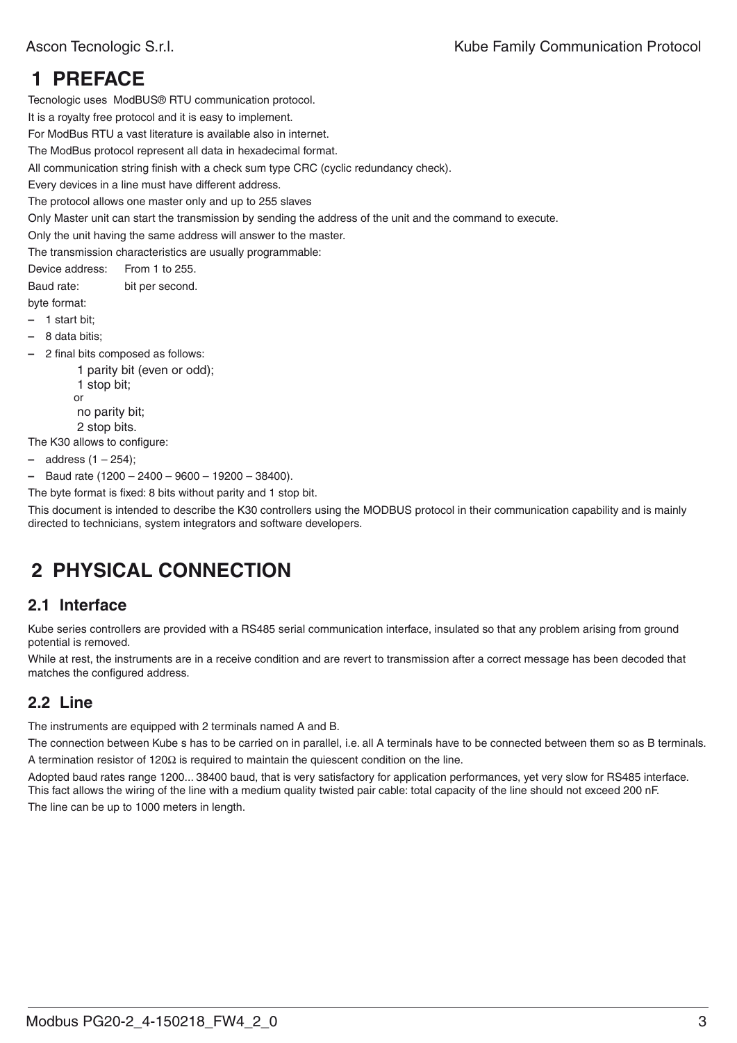# 1 PREFACE

Tecnologic uses ModBUS® RTU communication protocol.

It is a royalty free protocol and it is easy to implement.

For ModBus RTU a vast literature is available also in internet.

The ModBus protocol represent all data in hexadecimal format.

All communication string finish with a check sum type CRC (cyclic redundancy check).

Every devices in a line must have different address.

The protocol allows one master only and up to 255 slaves

Only Master unit can start the transmission by sending the address of the unit and the command to execute.

Only the unit having the same address will answer to the master.

The transmission characteristics are usually programmable:

Device address: From 1 to 255.

Baud rate: bit per second.

byte format:

- 1 start bit;
- 8 data bitis;
- 2 final bits composed as follows:
  1 parity bit (even or odd);
  1 stop bit;
  or
  no parity bit;
  2 stop bits.

The K30 allows to configure:

- address (1 – 254);
- Baud rate (1200 – 2400 – 9600 – 19200 – 38400).

The byte format is fixed: 8 bits without parity and 1 stop bit.

This document is intended to describe the K30 controllers using the MODBUS protocol in their communication capability and is mainly directed to technicians, system integrators and software developers.

# 2 PHYSICAL CONNECTION

## 2.1 Interface

Kube series controllers are provided with a RS485 serial communication interface, insulated so that any problem arising from ground potential is removed.

While at rest, the instruments are in a receive condition and are revert to transmission after a correct message has been decoded that matches the configured address.

## 2.2 Line

The instruments are equipped with 2 terminals named A and B.

The connection between Kube s has to be carried on in parallel, i.e. all A terminals have to be connected between them so as B terminals.

A termination resistor of 120Ω is required to maintain the quiescent condition on the line.

Adopted baud rates range 1200... 38400 baud, that is very satisfactory for application performances, yet very slow for RS485 interface. This fact allows the wiring of the line with a medium quality twisted pair cable: total capacity of the line should not exceed 200 nF.

The line can be up to 1000 meters in length.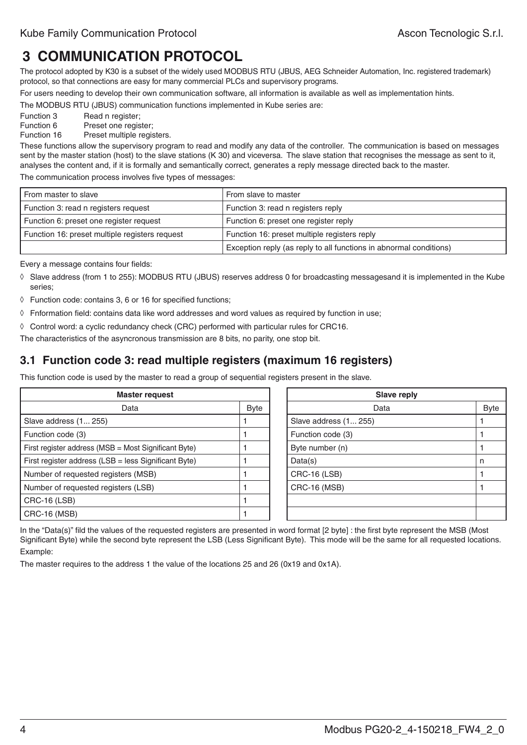// 3 COMMUNICATION PROTOCOL

The protocol adopted by K30 is a subset of the widely used MODBUS RTU (JBUS, AEG Schneider Automation, Inc. registered trademark) protocol, so that connections are easy for many commercial PLCs and supervisory programs.

For users needing to develop their own communication software, all information is available as well as implementation hints.

The MODBUS RTU (JBUS) communication functions implemented in Kube series are:

Function 3 Read n register;
Function 6 Preset one register;
Function 16 Preset multiple registers.

These functions allow the supervisory program to read and modify any data of the controller. The communication is based on messages sent by the master station (host) to the slave stations (K 30) and viceversa. The slave station that recognises the message as sent to it, analyses the content and, if it is formally and semantically correct, generates a reply message directed back to the master.

The communication process involves five types of messages:

| From master to slave | From slave to master |
|---|---|
| Function 3: read n registers request | Function 3: read n registers reply |
| Function 6: preset one register request | Function 6: preset one register reply |
| Function 16: preset multiple registers request | Function 16: preset multiple registers reply |
| | Exception reply (as reply to all functions in abnormal conditions) |

Every a message contains four fields:

- ◊ Slave address (from 1 to 255): MODBUS RTU (JBUS) reserves address 0 for broadcasting messagesand it is implemented in the Kube series;
- ◊ Function code: contains 3, 6 or 16 for specified functions;
- ◊ Fnformation field: contains data like word addresses and word values as required by function in use;
- ◊ Control word: a cyclic redundancy check (CRC) performed with particular rules for CRC16.

The characteristics of the asyncronous transmission are 8 bits, no parity, one stop bit.

## 3.1 Function code 3: read multiple registers (maximum 16 registers)

This function code is used by the master to read a group of sequential registers present in the slave.

| Master request | |
|---|---|
| Data | Byte |
| Slave address (1... 255) | 1 |
| Function code (3) | 1 |
| First register address (MSB = Most Significant Byte) | 1 |
| First register address (LSB = less Significant Byte) | 1 |
| Number of requested registers (MSB) | 1 |
| Number of requested registers (LSB) | 1 |
| CRC-16 (LSB) | 1 |
| CRC-16 (MSB) | 1 |

| Slave reply | |
|---|---|
| Data | Byte |
| Slave address (1... 255) | 1 |
| Function code (3) | 1 |
| Byte number (n) | 1 |
| Data(s) | n |
| CRC-16 (LSB) | 1 |
| CRC-16 (MSB) | 1 |
| | |
| | |

In the "Data(s)" fild the values of the requested registers are presented in word format [2 byte] : the first byte represent the MSB (Most Significant Byte) while the second byte represent the LSB (Less Significant Byte). This mode will be the same for all requested locations.

Example:

The master requires to the address 1 the value of the locations 25 and 26 (0x19 and 0x1A).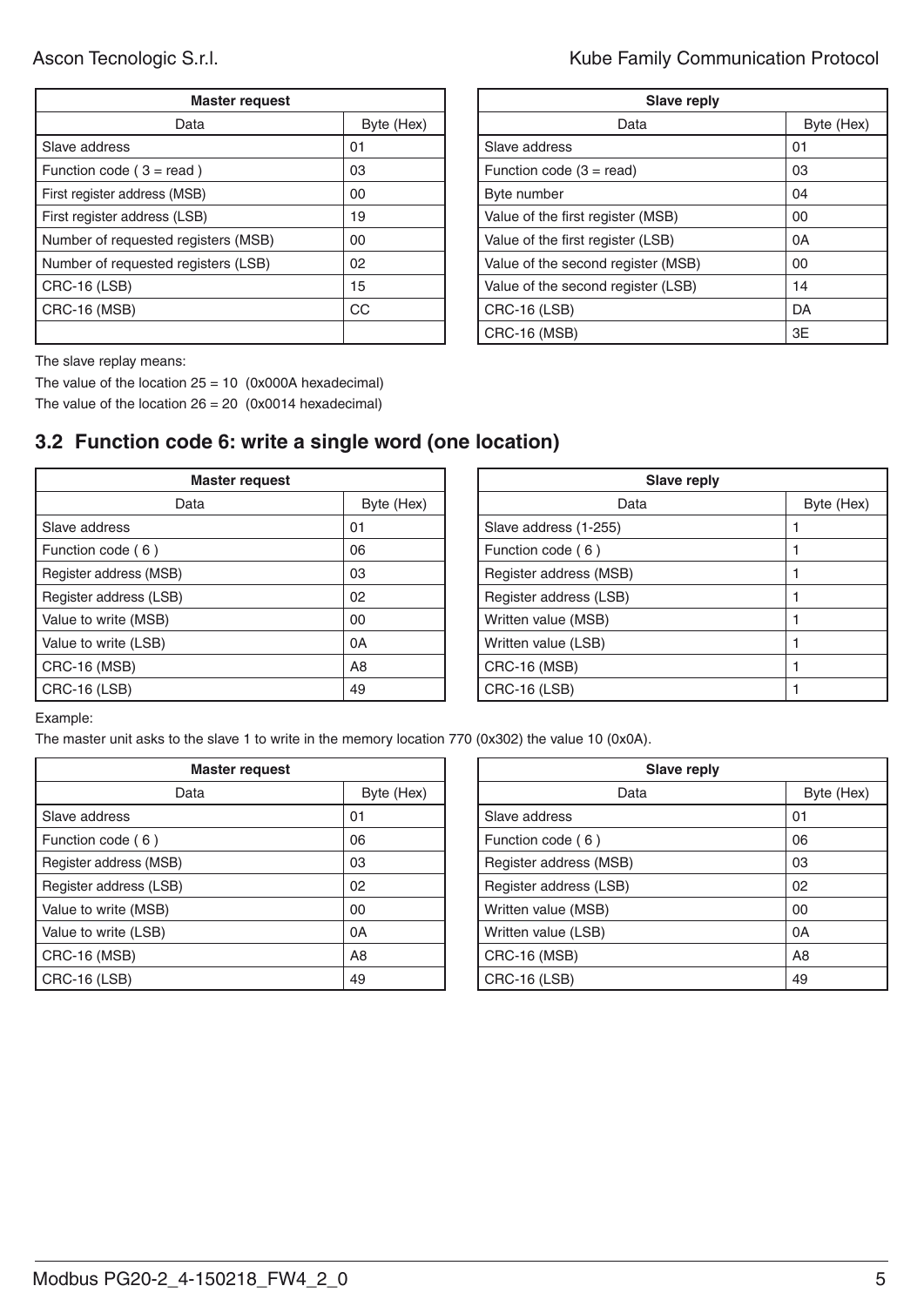| Master request | |
|---|---|
| Data | Byte (Hex) |
| Slave address | 01 |
| Function code ( 3 = read ) | 03 |
| First register address (MSB) | 00 |
| First register address (LSB) | 19 |
| Number of requested registers (MSB) | 00 |
| Number of requested registers (LSB) | 02 |
| CRC-16 (LSB) | 15 |
| CRC-16 (MSB) | CC |
| | |

| Slave reply | |
|---|---|
| Data | Byte (Hex) |
| Slave address | 01 |
| Function code (3 = read) | 03 |
| Byte number | 04 |
| Value of the first register (MSB) | 00 |
| Value of the first register (LSB) | 0A |
| Value of the second register (MSB) | 00 |
| Value of the second register (LSB) | 14 |
| CRC-16 (LSB) | DA |
| CRC-16 (MSB) | 3E |

The slave replay means:

The value of the location 25 = 10 (0x000A hexadecimal)

The value of the location 26 = 20 (0x0014 hexadecimal)

## 3.2 Function code 6: write a single word (one location)

| Master request | |
|---|---|
| Data | Byte (Hex) |
| Slave address | 01 |
| Function code ( 6 ) | 06 |
| Register address (MSB) | 03 |
| Register address (LSB) | 02 |
| Value to write (MSB) | 00 |
| Value to write (LSB) | 0A |
| CRC-16 (MSB) | A8 |
| CRC-16 (LSB) | 49 |

| Slave reply | |
|---|---|
| Data | Byte (Hex) |
| Slave address (1-255) | 1 |
| Function code ( 6 ) | 1 |
| Register address (MSB) | 1 |
| Register address (LSB) | 1 |
| Written value (MSB) | 1 |
| Written value (LSB) | 1 |
| CRC-16 (MSB) | 1 |
| CRC-16 (LSB) | 1 |

Example:

The master unit asks to the slave 1 to write in the memory location 770 (0x302) the value 10 (0x0A).

| Master request | |
|---|---|
| Data | Byte (Hex) |
| Slave address | 01 |
| Function code ( 6 ) | 06 |
| Register address (MSB) | 03 |
| Register address (LSB) | 02 |
| Value to write (MSB) | 00 |
| Value to write (LSB) | 0A |
| CRC-16 (MSB) | A8 |
| CRC-16 (LSB) | 49 |

| Slave reply | |
|---|---|
| Data | Byte (Hex) |
| Slave address | 01 |
| Function code ( 6 ) | 06 |
| Register address (MSB) | 03 |
| Register address (LSB) | 02 |
| Written value (MSB) | 00 |
| Written value (LSB) | 0A |
| CRC-16 (MSB) | A8 |
| CRC-16 (LSB) | 49 |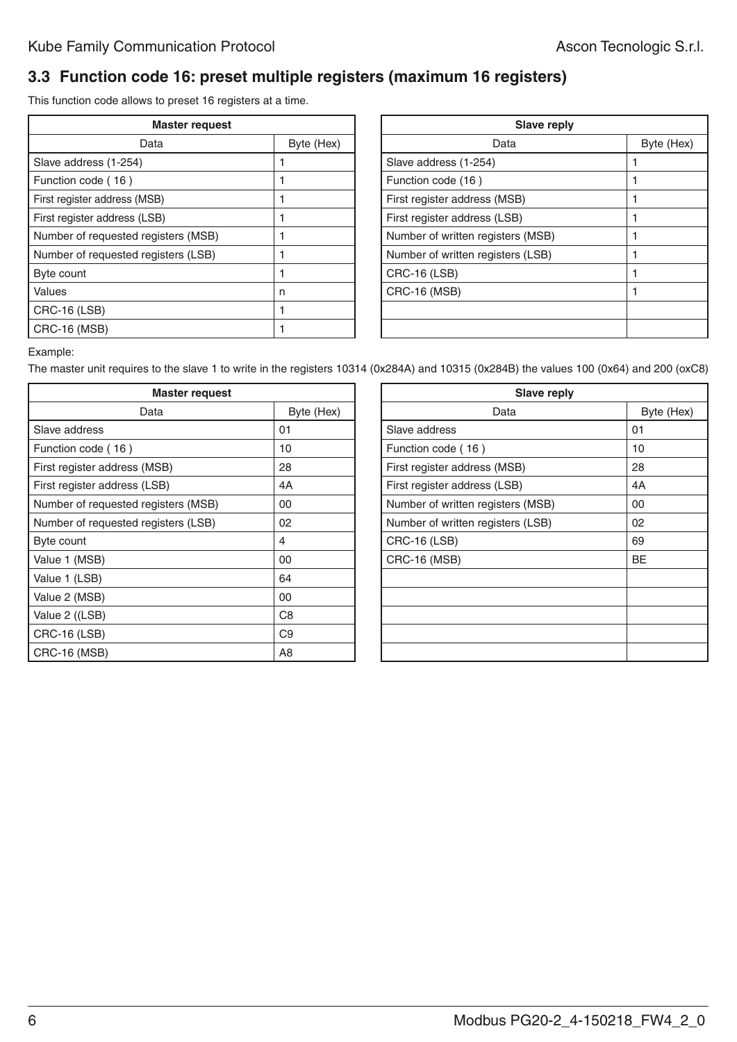## 3.3 Function code 16: preset multiple registers (maximum 16 registers)

This function code allows to preset 16 registers at a time.

| Master request | |
|---|---|
| Data | Byte (Hex) |
| Slave address (1-254) | 1 |
| Function code ( 16 ) | 1 |
| First register address (MSB) | 1 |
| First register address (LSB) | 1 |
| Number of requested registers (MSB) | 1 |
| Number of requested registers (LSB) | 1 |
| Byte count | 1 |
| Values | n |
| CRC-16 (LSB) | 1 |
| CRC-16 (MSB) | 1 |

| Slave reply | |
|---|---|
| Data | Byte (Hex) |
| Slave address (1-254) | 1 |
| Function code (16 ) | 1 |
| First register address (MSB) | 1 |
| First register address (LSB) | 1 |
| Number of written registers (MSB) | 1 |
| Number of written registers (LSB) | 1 |
| CRC-16 (LSB) | 1 |
| CRC-16 (MSB) | 1 |
| | |
| | |

Example:

The master unit requires to the slave 1 to write in the registers 10314 (0x284A) and 10315 (0x284B) the values 100 (0x64) and 200 (oxC8)

| Master request | |
|---|---|
| Data | Byte (Hex) |
| Slave address | 01 |
| Function code ( 16 ) | 10 |
| First register address (MSB) | 28 |
| First register address (LSB) | 4A |
| Number of requested registers (MSB) | 00 |
| Number of requested registers (LSB) | 02 |
| Byte count | 4 |
| Value 1 (MSB) | 00 |
| Value 1 (LSB) | 64 |
| Value 2 (MSB) | 00 |
| Value 2 ((LSB) | C8 |
| CRC-16 (LSB) | C9 |
| CRC-16 (MSB) | A8 |

| Slave reply | |
|---|---|
| Data | Byte (Hex) |
| Slave address | 01 |
| Function code ( 16 ) | 10 |
| First register address (MSB) | 28 |
| First register address (LSB) | 4A |
| Number of written registers (MSB) | 00 |
| Number of written registers (LSB) | 02 |
| CRC-16 (LSB) | 69 |
| CRC-16 (MSB) | BE |
| | |
| | |
| | |
| | |
| | |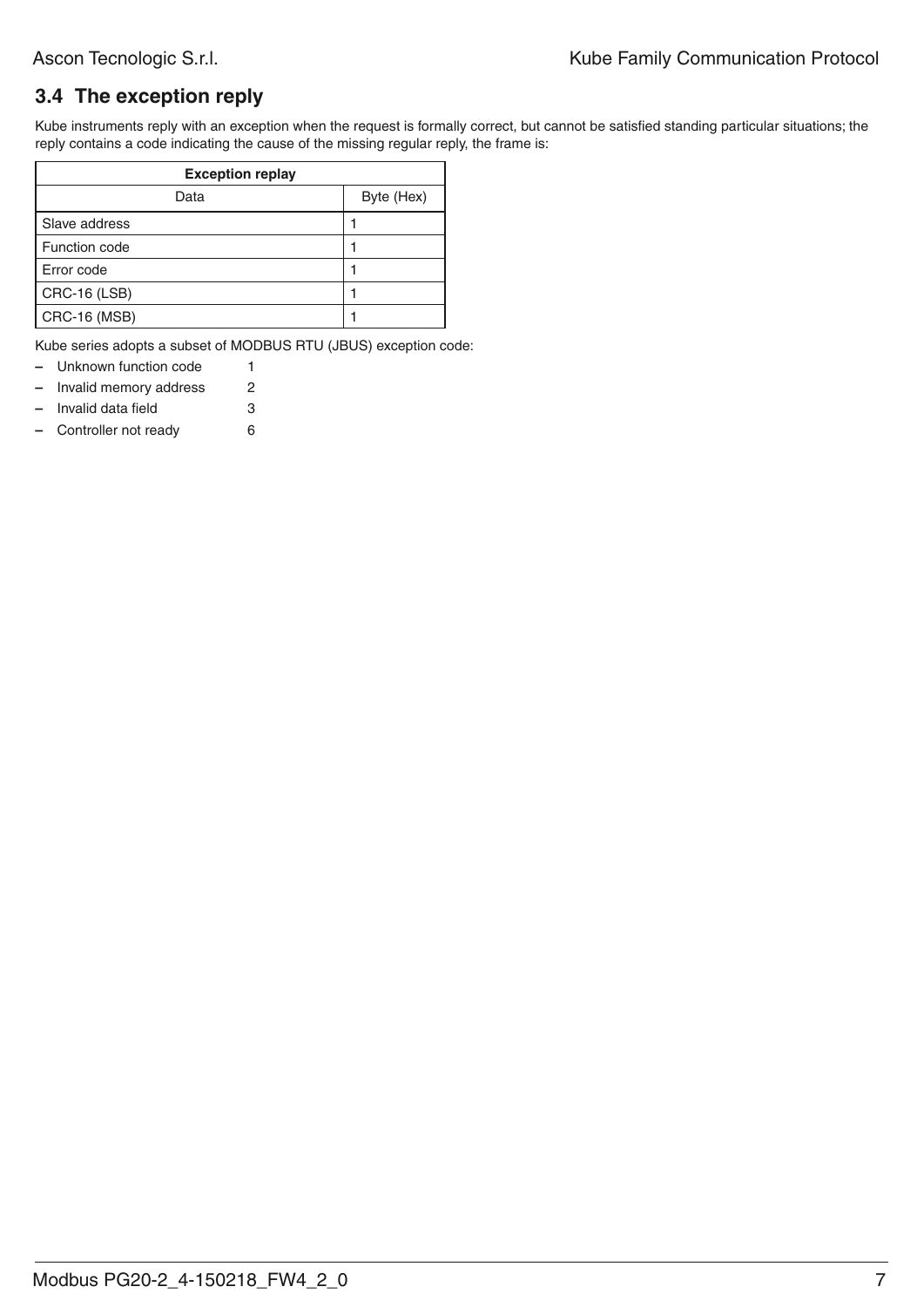## 3.4 The exception reply

Kube instruments reply with an exception when the request is formally correct, but cannot be satisfied standing particular situations; the reply contains a code indicating the cause of the missing regular reply, the frame is:

| Exception replay | |
|---|---|
| Data | Byte (Hex) |
| Slave address | 1 |
| Function code | 1 |
| Error code | 1 |
| CRC-16 (LSB) | 1 |
| CRC-16 (MSB) | 1 |

Kube series adopts a subset of MODBUS RTU (JBUS) exception code:

- Unknown function code 1
- Invalid memory address 2
- Invalid data field 3
- Controller not ready 6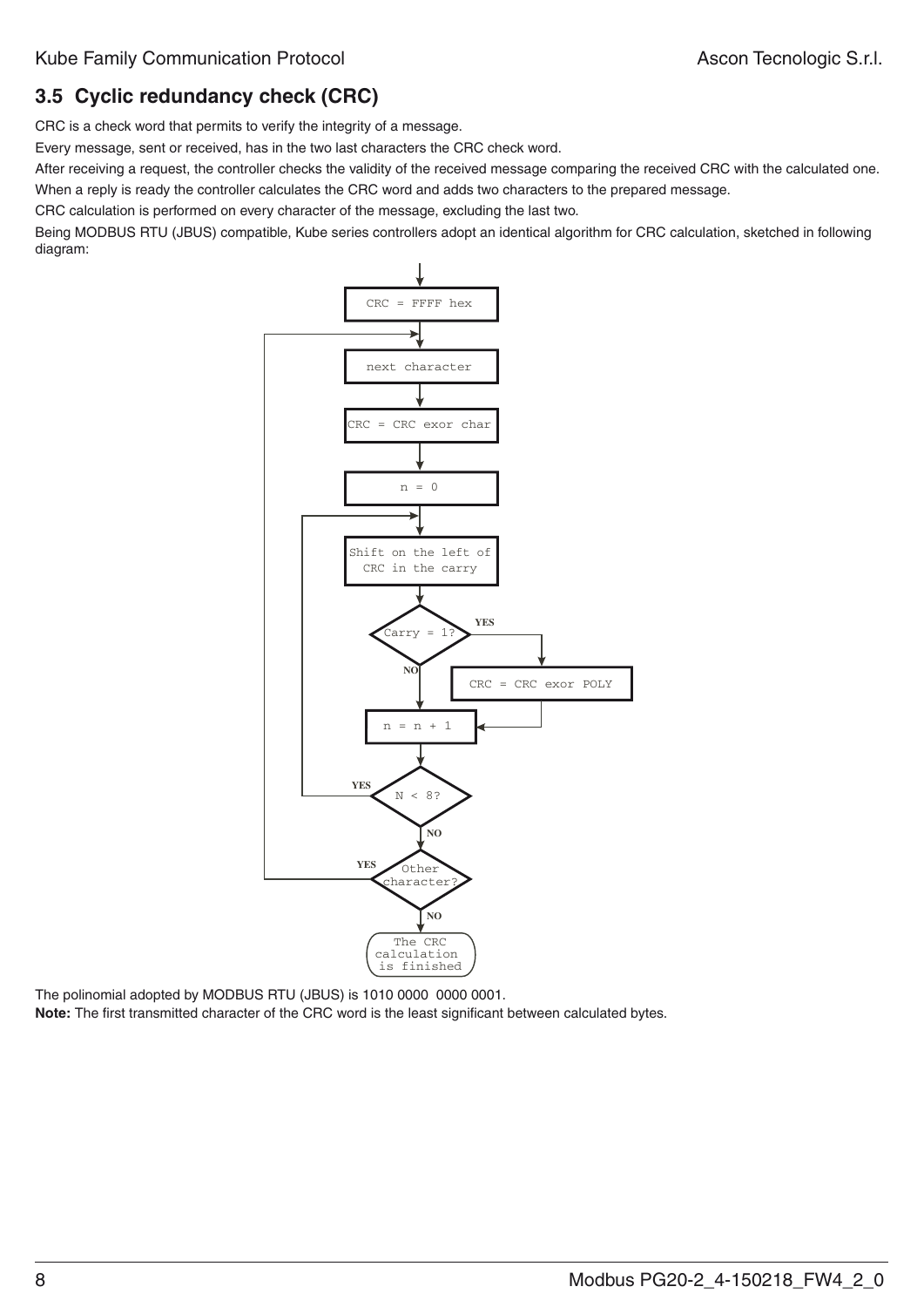## 3.5 Cyclic redundancy check (CRC)

CRC is a check word that permits to verify the integrity of a message.

Every message, sent or received, has in the two last characters the CRC check word.

After receiving a request, the controller checks the validity of the received message comparing the received CRC with the calculated one.

When a reply is ready the controller calculates the CRC word and adds two characters to the prepared message.

CRC calculation is performed on every character of the message, excluding the last two.

Being MODBUS RTU (JBUS) compatible, Kube series controllers adopt an identical algorithm for CRC calculation, sketched in following diagram:

```
CRC = FFFF hex
next character
CRC = CRC exor char
n = 0
Shift on the left of CRC in the carry
Carry = 1?  YES -> CRC = CRC exor POLY
            NO
n = n + 1
N < 8?  YES -> back to "Shift on the left of CRC in the carry"
        NO
Other character?  YES -> back to "next character"
                  NO
The CRC calculation is finished
```

The polinomial adopted by MODBUS RTU (JBUS) is 1010 0000  0000 0001.

**Note:** The first transmitted character of the CRC word is the least significant between calculated bytes.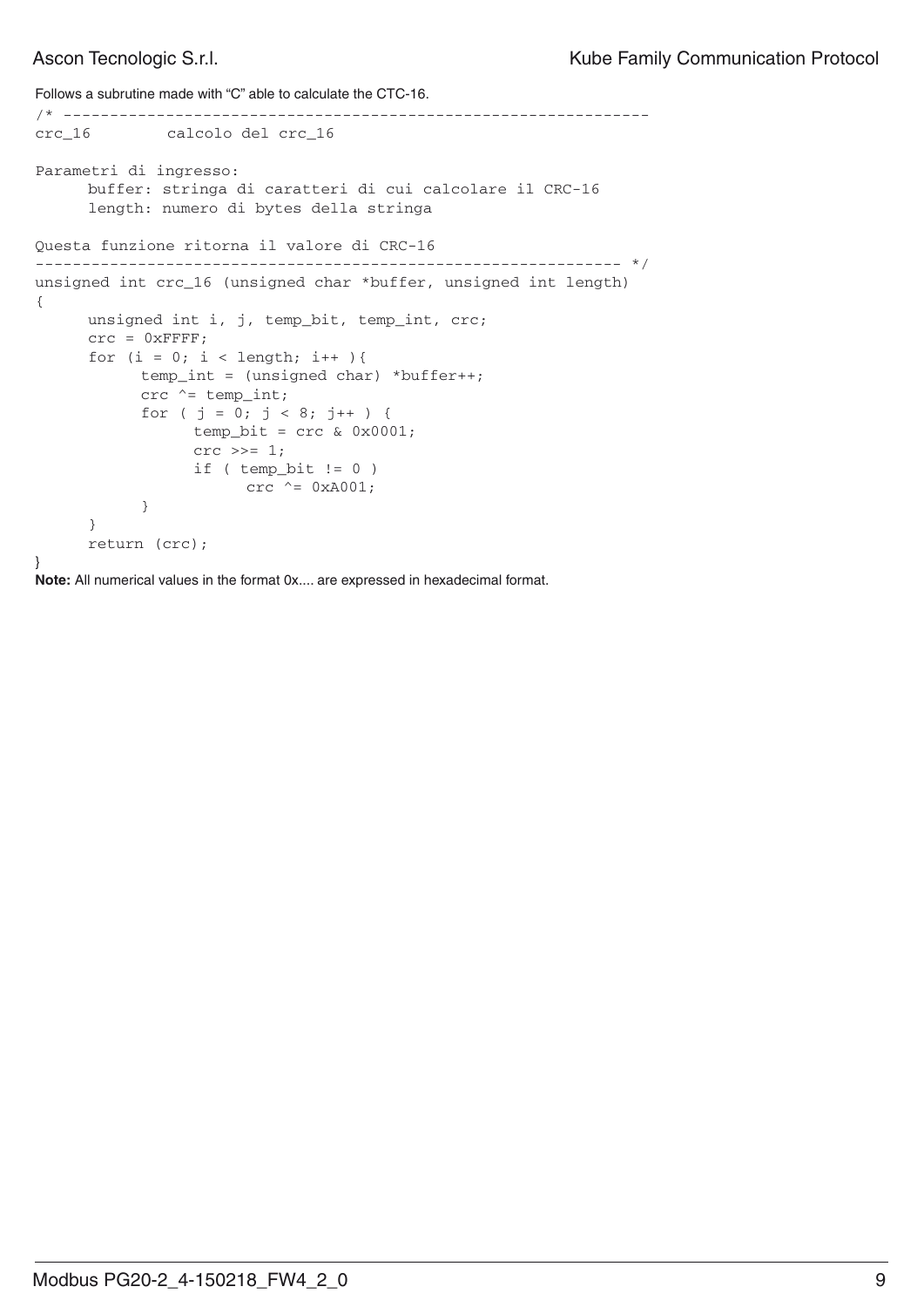Follows a subrutine made with "C" able to calculate the CTC-16.

```
/* ---------------------------------------------------------------
crc_16        calcolo del crc_16

Parametri di ingresso:
      buffer: stringa di caratteri di cui calcolare il CRC-16
      length: numero di bytes della stringa

Questa funzione ritorna il valore di CRC-16
--------------------------------------------------------------- */
unsigned int crc_16 (unsigned char *buffer, unsigned int length)
{
      unsigned int i, j, temp_bit, temp_int, crc;
      crc = 0xFFFF;
      for (i = 0; i < length; i++ ){
            temp_int = (unsigned char) *buffer++;
            crc ^= temp_int;
            for ( j = 0; j < 8; j++ ) {
                  temp_bit = crc & 0x0001;
                  crc >>= 1;
                  if ( temp_bit != 0 )
                        crc ^= 0xA001;
            }
      }
      return (crc);
}
```

**Note:** All numerical values in the format 0x.... are expressed in hexadecimal format.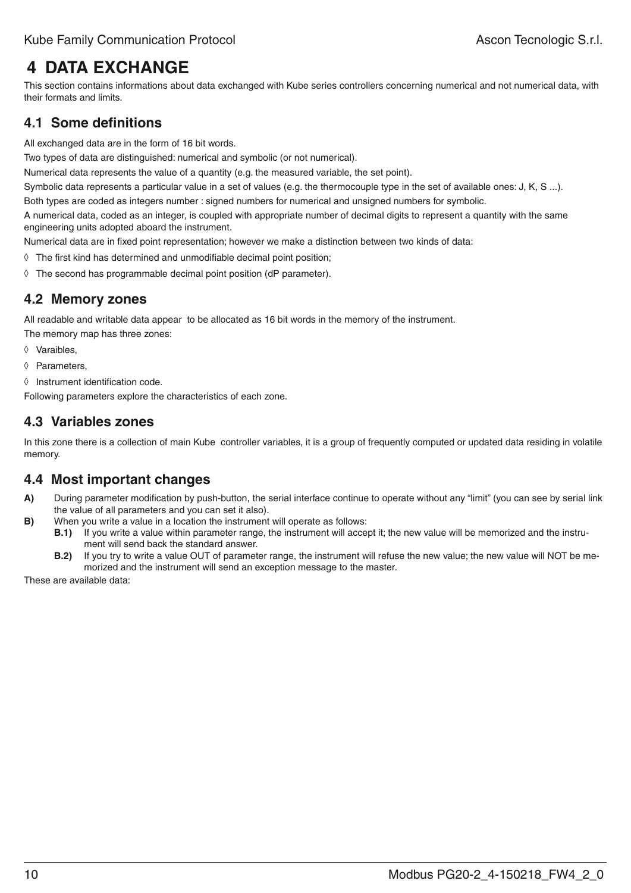# 4 DATA EXCHANGE

This section contains informations about data exchanged with Kube series controllers concerning numerical and not numerical data, with their formats and limits.

## 4.1 Some definitions

All exchanged data are in the form of 16 bit words.

Two types of data are distinguished: numerical and symbolic (or not numerical).

Numerical data represents the value of a quantity (e.g. the measured variable, the set point).

Symbolic data represents a particular value in a set of values (e.g. the thermocouple type in the set of available ones: J, K, S ...).

Both types are coded as integers number : signed numbers for numerical and unsigned numbers for symbolic.

A numerical data, coded as an integer, is coupled with appropriate number of decimal digits to represent a quantity with the same engineering units adopted aboard the instrument.

Numerical data are in fixed point representation; however we make a distinction between two kinds of data:

◊ The first kind has determined and unmodifiable decimal point position;

◊ The second has programmable decimal point position (dP parameter).

## 4.2 Memory zones

All readable and writable data appear to be allocated as 16 bit words in the memory of the instrument.

The memory map has three zones:

◊ Varaibles,

◊ Parameters,

◊ Instrument identification code.

Following parameters explore the characteristics of each zone.

## 4.3 Variables zones

In this zone there is a collection of main Kube controller variables, it is a group of frequently computed or updated data residing in volatile memory.

## 4.4 Most important changes

**A)** During parameter modification by push-button, the serial interface continue to operate without any “limit” (you can see by serial link the value of all parameters and you can set it also).

**B)** When you write a value in a location the instrument will operate as follows:

- **B.1)** If you write a value within parameter range, the instrument will accept it; the new value will be memorized and the instrument will send back the standard answer.
- **B.2)** If you try to write a value OUT of parameter range, the instrument will refuse the new value; the new value will NOT be memorized and the instrument will send an exception message to the master.

These are available data: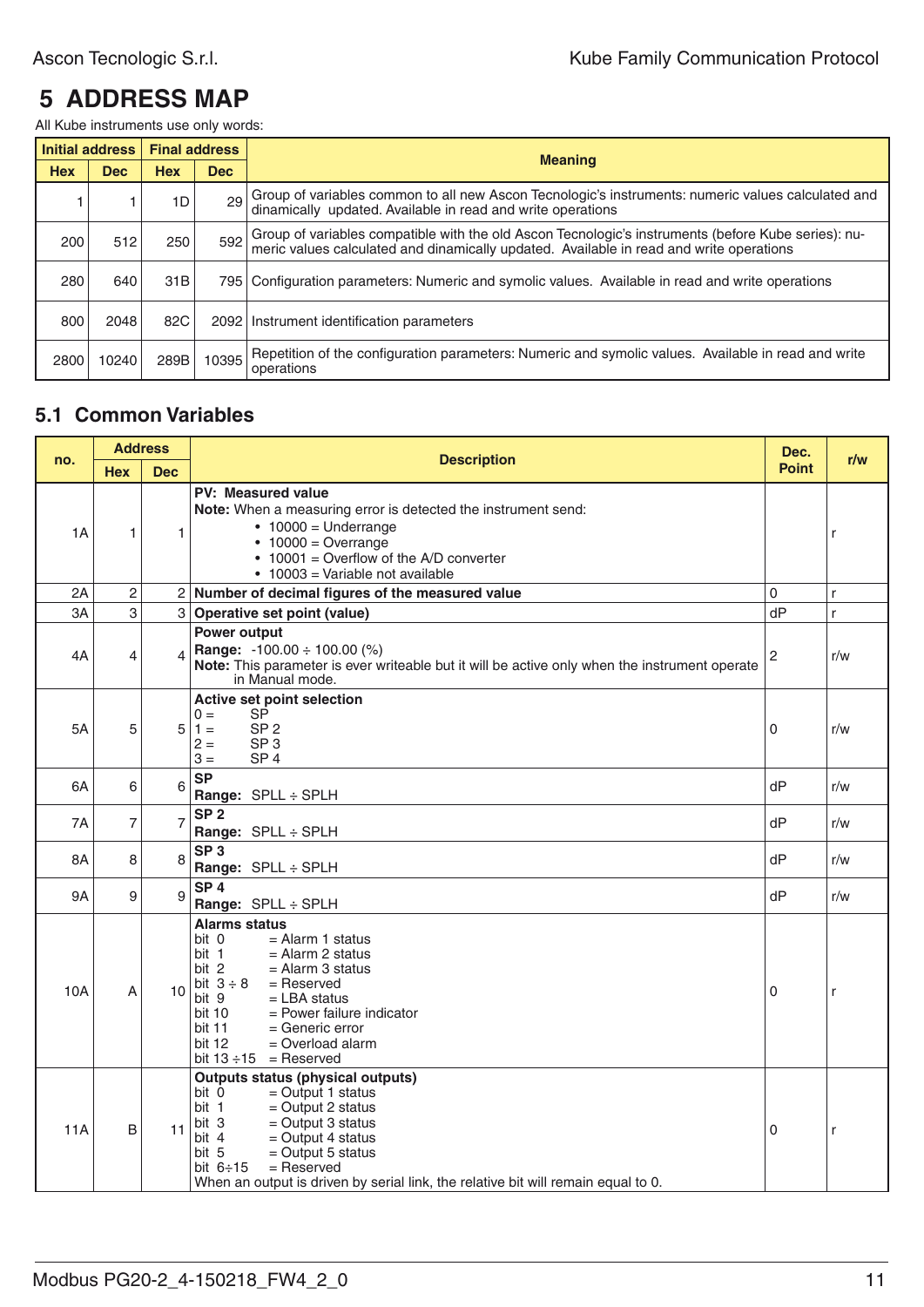# 5 ADDRESS MAP

All Kube instruments use only words:

| Initial address | | Final address | | Meaning |
|---|---|---|---|---|
| Hex | Dec | Hex | Dec | |
| 1 | 1 | 1D | 29 | Group of variables common to all new Ascon Tecnologic's instruments: numeric values calculated and dinamically updated. Available in read and write operations |
| 200 | 512 | 250 | 592 | Group of variables compatible with the old Ascon Tecnologic's instruments (before Kube series): numeric values calculated and dinamically updated. Available in read and write operations |
| 280 | 640 | 31B | 795 | Configuration parameters: Numeric and symolic values. Available in read and write operations |
| 800 | 2048 | 82C | 2092 | Instrument identification parameters |
| 2800 | 10240 | 289B | 10395 | Repetition of the configuration parameters: Numeric and symolic values. Available in read and write operations |

## 5.1 Common Variables

| no. | Address | | Description | Dec. Point | r/w |
|---|---|---|---|---|---|
| | Hex | Dec | | | |
| 1A | 1 | 1 | **PV: Measured value**<br>**Note:** When a measuring error is detected the instrument send:<br>• 10000 = Underrange<br>• 10000 = Overrange<br>• 10001 = Overflow of the A/D converter<br>• 10003 = Variable not available | | r |
| 2A | 2 | 2 | **Number of decimal figures of the measured value** | 0 | r |
| 3A | 3 | 3 | **Operative set point (value)** | dP | r |
| 4A | 4 | 4 | **Power output**<br>**Range:** -100.00 ÷ 100.00 (%)<br>**Note:** This parameter is ever writeable but it will be active only when the instrument operate in Manual mode. | 2 | r/w |
| 5A | 5 | 5 | **Active set point selection**<br>0 = SP<br>1 = SP 2<br>2 = SP 3<br>3 = SP 4 | 0 | r/w |
| 6A | 6 | 6 | **SP**<br>**Range:** SPLL ÷ SPLH | dP | r/w |
| 7A | 7 | 7 | **SP 2**<br>**Range:** SPLL ÷ SPLH | dP | r/w |
| 8A | 8 | 8 | **SP 3**<br>**Range:** SPLL ÷ SPLH | dP | r/w |
| 9A | 9 | 9 | **SP 4**<br>**Range:** SPLL ÷ SPLH | dP | r/w |
| 10A | A | 10 | **Alarms status**<br>bit 0 = Alarm 1 status<br>bit 1 = Alarm 2 status<br>bit 2 = Alarm 3 status<br>bit 3 ÷ 8 = Reserved<br>bit 9 = LBA status<br>bit 10 = Power failure indicator<br>bit 11 = Generic error<br>bit 12 = Overload alarm<br>bit 13 ÷15 = Reserved | 0 | r |
| 11A | B | 11 | **Outputs status (physical outputs)**<br>bit 0 = Output 1 status<br>bit 1 = Output 2 status<br>bit 3 = Output 3 status<br>bit 4 = Output 4 status<br>bit 5 = Output 5 status<br>bit 6÷15 = Reserved<br>When an output is driven by serial link, the relative bit will remain equal to 0. | 0 | r |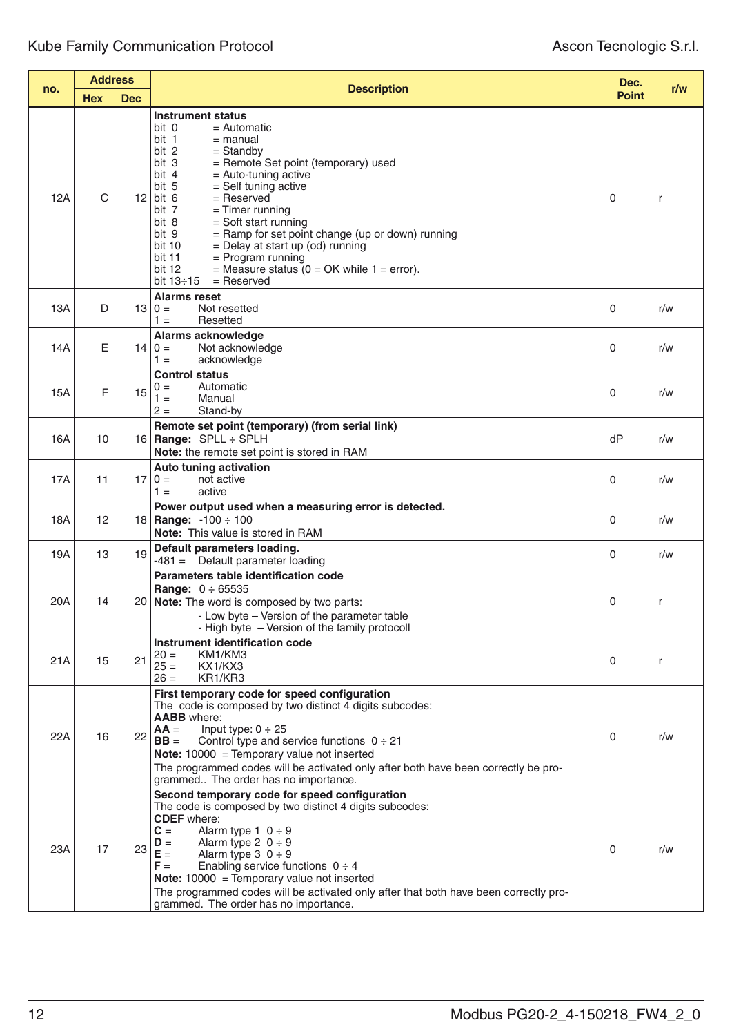| no. | Address | | Description | Dec. Point | r/w |
|---|---|---|---|---|---|
| | Hex | Dec | | | |
| 12A | C | 12 | **Instrument status**<br>bit 0 = Automatic<br>bit 1 = manual<br>bit 2 = Standby<br>bit 3 = Remote Set point (temporary) used<br>bit 4 = Auto-tuning active<br>bit 5 = Self tuning active<br>bit 6 = Reserved<br>bit 7 = Timer running<br>bit 8 = Soft start running<br>bit 9 = Ramp for set point change (up or down) running<br>bit 10 = Delay at start up (od) running<br>bit 11 = Program running<br>bit 12 = Measure status (0 = OK while 1 = error).<br>bit 13÷15 = Reserved | 0 | r |
| 13A | D | 13 | **Alarms reset**<br>0 = Not resetted<br>1 = Resetted | 0 | r/w |
| 14A | E | 14 | **Alarms acknowledge**<br>0 = Not acknowledge<br>1 = acknowledge | 0 | r/w |
| 15A | F | 15 | **Control status**<br>0 = Automatic<br>1 = Manual<br>2 = Stand-by | 0 | r/w |
| 16A | 10 | 16 | **Remote set point (temporary) (from serial link)**<br>**Range:** SPLL ÷ SPLH<br>**Note:** the remote set point is stored in RAM | dP | r/w |
| 17A | 11 | 17 | **Auto tuning activation**<br>0 = not active<br>1 = active | 0 | r/w |
| 18A | 12 | 18 | **Power output used when a measuring error is detected.**<br>**Range:** -100 ÷ 100<br>**Note:** This value is stored in RAM | 0 | r/w |
| 19A | 13 | 19 | **Default parameters loading.**<br>-481 = Default parameter loading | 0 | r/w |
| 20A | 14 | 20 | **Parameters table identification code**<br>**Range:** 0 ÷ 65535<br>**Note:** The word is composed by two parts:<br>- Low byte – Version of the parameter table<br>- High byte – Version of the family protocoll | 0 | r |
| 21A | 15 | 21 | **Instrument identification code**<br>20 = KM1/KM3<br>25 = KX1/KX3<br>26 = KR1/KR3 | 0 | r |
| 22A | 16 | 22 | **First temporary code for speed configuration**<br>The code is composed by two distinct 4 digits subcodes:<br>**AABB** where:<br>**AA** = Input type: 0 ÷ 25<br>**BB** = Control type and service functions 0 ÷ 21<br>**Note:** 10000 = Temporary value not inserted<br>The programmed codes will be activated only after both have been correctly be programmed.. The order has no importance. | 0 | r/w |
| 23A | 17 | 23 | **Second temporary code for speed configuration**<br>The code is composed by two distinct 4 digits subcodes:<br>**CDEF** where:<br>**C** = Alarm type 1 0 ÷ 9<br>**D** = Alarm type 2 0 ÷ 9<br>**E** = Alarm type 3 0 ÷ 9<br>**F** = Enabling service functions 0 ÷ 4<br>**Note:** 10000 = Temporary value not inserted<br>The programmed codes will be activated only after that both have been correctly programmed. The order has no importance. | 0 | r/w |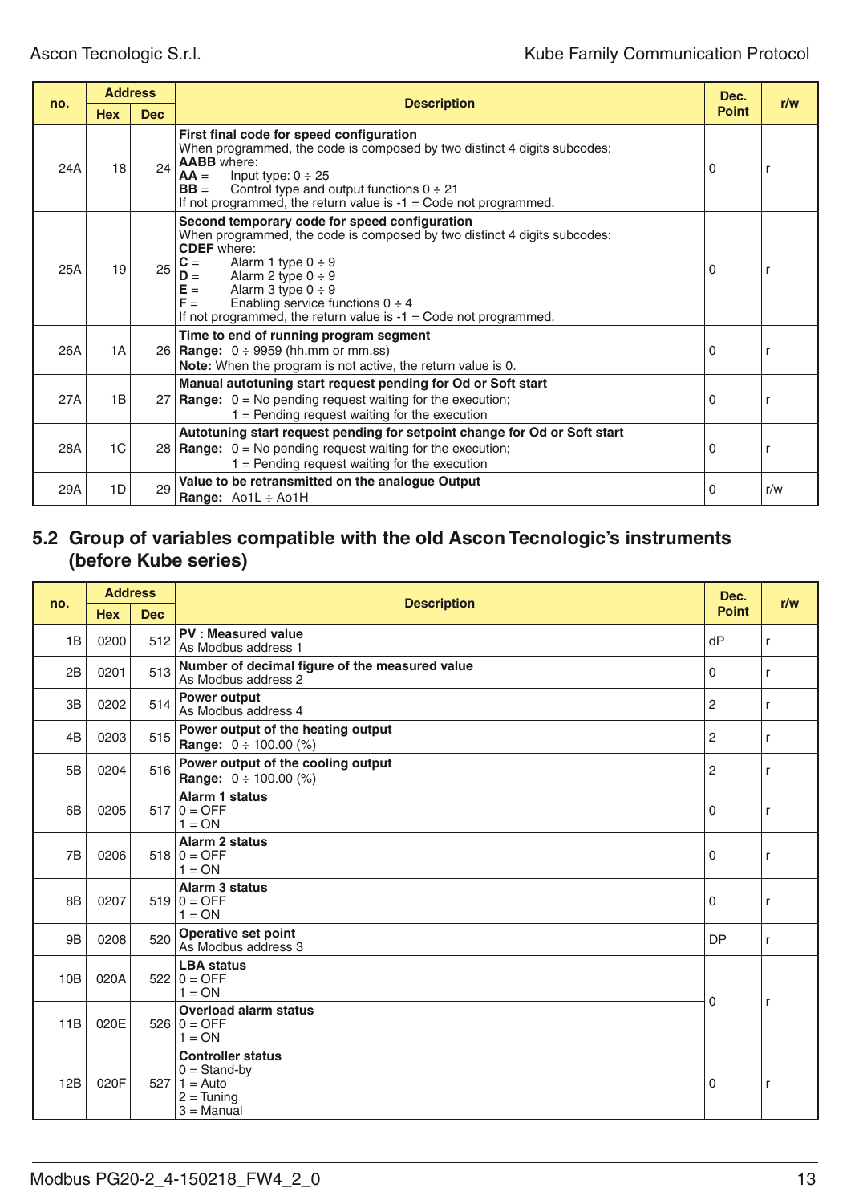| no. | Address | | Description | Dec. Point | r/w |
|---|---|---|---|---|---|
| | Hex | Dec | | | |
| 24A | 18 | 24 | **First final code for speed configuration**<br>When programmed, the code is composed by two distinct 4 digits subcodes:<br>**AABB** where:<br>**AA** = Input type: 0 ÷ 25<br>**BB** = Control type and output functions 0 ÷ 21<br>If not programmed, the return value is -1 = Code not programmed. | 0 | r |
| 25A | 19 | 25 | **Second temporary code for speed configuration**<br>When programmed, the code is composed by two distinct 4 digits subcodes:<br>**CDEF** where:<br>**C** = Alarm 1 type 0 ÷ 9<br>**D** = Alarm 2 type 0 ÷ 9<br>**E** = Alarm 3 type 0 ÷ 9<br>**F** = Enabling service functions 0 ÷ 4<br>If not programmed, the return value is -1 = Code not programmed. | 0 | r |
| 26A | 1A | 26 | **Time to end of running program segment**<br>**Range:** 0 ÷ 9959 (hh.mm or mm.ss)<br>**Note:** When the program is not active, the return value is 0. | 0 | r |
| 27A | 1B | 27 | **Manual autotuning start request pending for Od or Soft start**<br>**Range:** 0 = No pending request waiting for the execution;<br>1 = Pending request waiting for the execution | 0 | r |
| 28A | 1C | 28 | **Autotuning start request pending for setpoint change for Od or Soft start**<br>**Range:** 0 = No pending request waiting for the execution;<br>1 = Pending request waiting for the execution | 0 | r |
| 29A | 1D | 29 | **Value to be retransmitted on the analogue Output**<br>**Range:** Ao1L ÷ Ao1H | 0 | r/w |

## 5.2 Group of variables compatible with the old Ascon Tecnologic's instruments (before Kube series)

| no. | Address | | Description | Dec. Point | r/w |
|---|---|---|---|---|---|
| | Hex | Dec | | | |
| 1B | 0200 | 512 | **PV : Measured value**<br>As Modbus address 1 | dP | r |
| 2B | 0201 | 513 | **Number of decimal figure of the measured value**<br>As Modbus address 2 | 0 | r |
| 3B | 0202 | 514 | **Power output**<br>As Modbus address 4 | 2 | r |
| 4B | 0203 | 515 | **Power output of the heating output**<br>**Range:** 0 ÷ 100.00 (%) | 2 | r |
| 5B | 0204 | 516 | **Power output of the cooling output**<br>**Range:** 0 ÷ 100.00 (%) | 2 | r |
| 6B | 0205 | 517 | **Alarm 1 status**<br>0 = OFF<br>1 = ON | 0 | r |
| 7B | 0206 | 518 | **Alarm 2 status**<br>0 = OFF<br>1 = ON | 0 | r |
| 8B | 0207 | 519 | **Alarm 3 status**<br>0 = OFF<br>1 = ON | 0 | r |
| 9B | 0208 | 520 | **Operative set point**<br>As Modbus address 3 | DP | r |
| 10B | 020A | 522 | **LBA status**<br>0 = OFF<br>1 = ON | 0 | r |
| 11B | 020E | 526 | **Overload alarm status**<br>0 = OFF<br>1 = ON | 0 | r |
| 12B | 020F | 527 | **Controller status**<br>0 = Stand-by<br>1 = Auto<br>2 = Tuning<br>3 = Manual | 0 | r |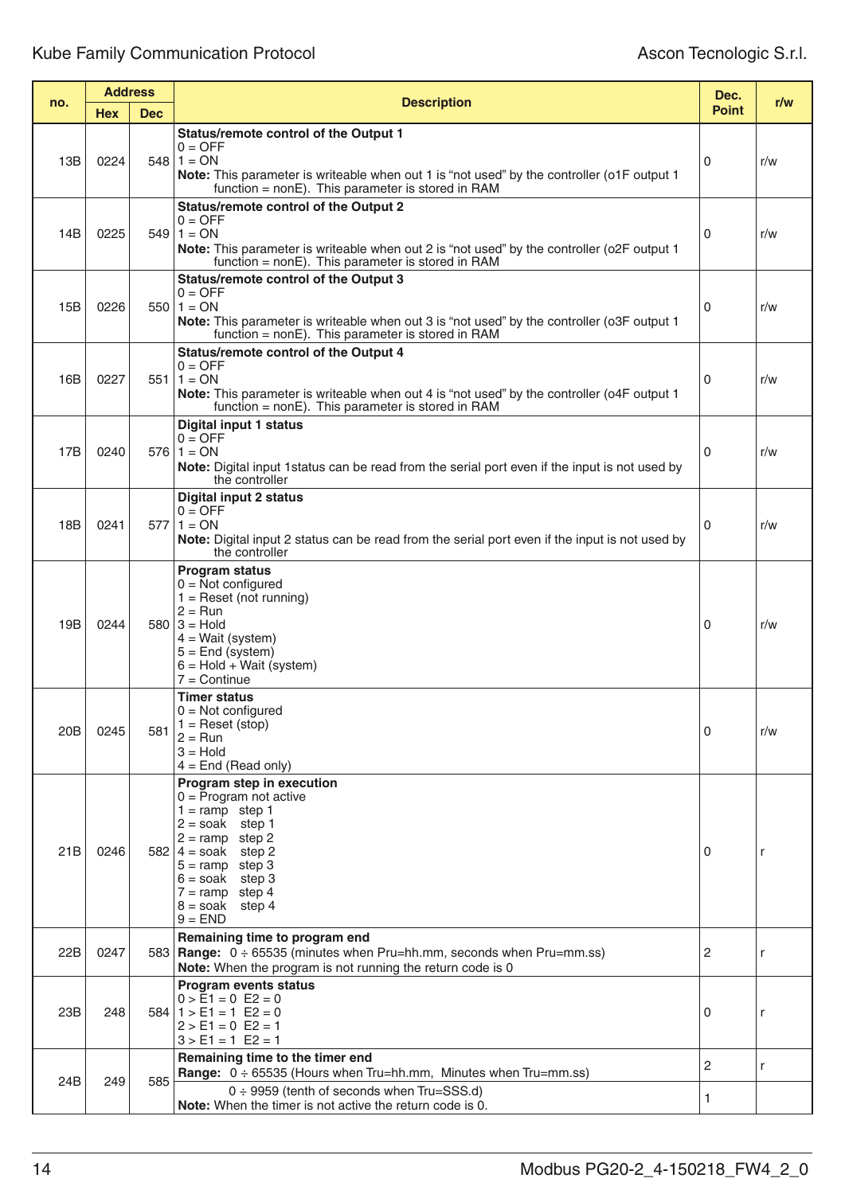| no. | Address | | Description | Dec. Point | r/w |
|---|---|---|---|---|---|
| | Hex | Dec | | | |
| 13B | 0224 | 548 | **Status/remote control of the Output 1**<br>0 = OFF<br>1 = ON<br>**Note:** This parameter is writeable when out 1 is “not used” by the controller (o1F output 1 function = nonE). This parameter is stored in RAM | 0 | r/w |
| 14B | 0225 | 549 | **Status/remote control of the Output 2**<br>0 = OFF<br>1 = ON<br>**Note:** This parameter is writeable when out 2 is “not used” by the controller (o2F output 1 function = nonE). This parameter is stored in RAM | 0 | r/w |
| 15B | 0226 | 550 | **Status/remote control of the Output 3**<br>0 = OFF<br>1 = ON<br>**Note:** This parameter is writeable when out 3 is “not used” by the controller (o3F output 1 function = nonE). This parameter is stored in RAM | 0 | r/w |
| 16B | 0227 | 551 | **Status/remote control of the Output 4**<br>0 = OFF<br>1 = ON<br>**Note:** This parameter is writeable when out 4 is “not used” by the controller (o4F output 1 function = nonE). This parameter is stored in RAM | 0 | r/w |
| 17B | 0240 | 576 | **Digital input 1 status**<br>0 = OFF<br>1 = ON<br>**Note:** Digital input 1status can be read from the serial port even if the input is not used by the controller | 0 | r/w |
| 18B | 0241 | 577 | **Digital input 2 status**<br>0 = OFF<br>1 = ON<br>**Note:** Digital input 2 status can be read from the serial port even if the input is not used by the controller | 0 | r/w |
| 19B | 0244 | 580 | **Program status**<br>0 = Not configured<br>1 = Reset (not running)<br>2 = Run<br>3 = Hold<br>4 = Wait (system)<br>5 = End (system)<br>6 = Hold + Wait (system)<br>7 = Continue | 0 | r/w |
| 20B | 0245 | 581 | **Timer status**<br>0 = Not configured<br>1 = Reset (stop)<br>2 = Run<br>3 = Hold<br>4 = End (Read only) | 0 | r/w |
| 21B | 0246 | 582 | **Program step in execution**<br>0 = Program not active<br>1 = ramp step 1<br>2 = soak step 1<br>2 = ramp step 2<br>4 = soak step 2<br>5 = ramp step 3<br>6 = soak step 3<br>7 = ramp step 4<br>8 = soak step 4<br>9 = END | 0 | r |
| 22B | 0247 | 583 | **Remaining time to program end**<br>**Range:** 0 ÷ 65535 (minutes when Pru=hh.mm, seconds when Pru=mm.ss)<br>**Note:** When the program is not running the return code is 0 | 2 | r |
| 23B | 248 | 584 | **Program events status**<br>0 > E1 = 0 E2 = 0<br>1 > E1 = 1 E2 = 0<br>2 > E1 = 0 E2 = 1<br>3 > E1 = 1 E2 = 1 | 0 | r |
| 24B | 249 | 585 | **Remaining time to the timer end**<br>**Range:** 0 ÷ 65535 (Hours when Tru=hh.mm, Minutes when Tru=mm.ss) | 2 | r |
| | | | 0 ÷ 9959 (tenth of seconds when Tru=SSS.d)<br>**Note:** When the timer is not active the return code is 0. | 1 | |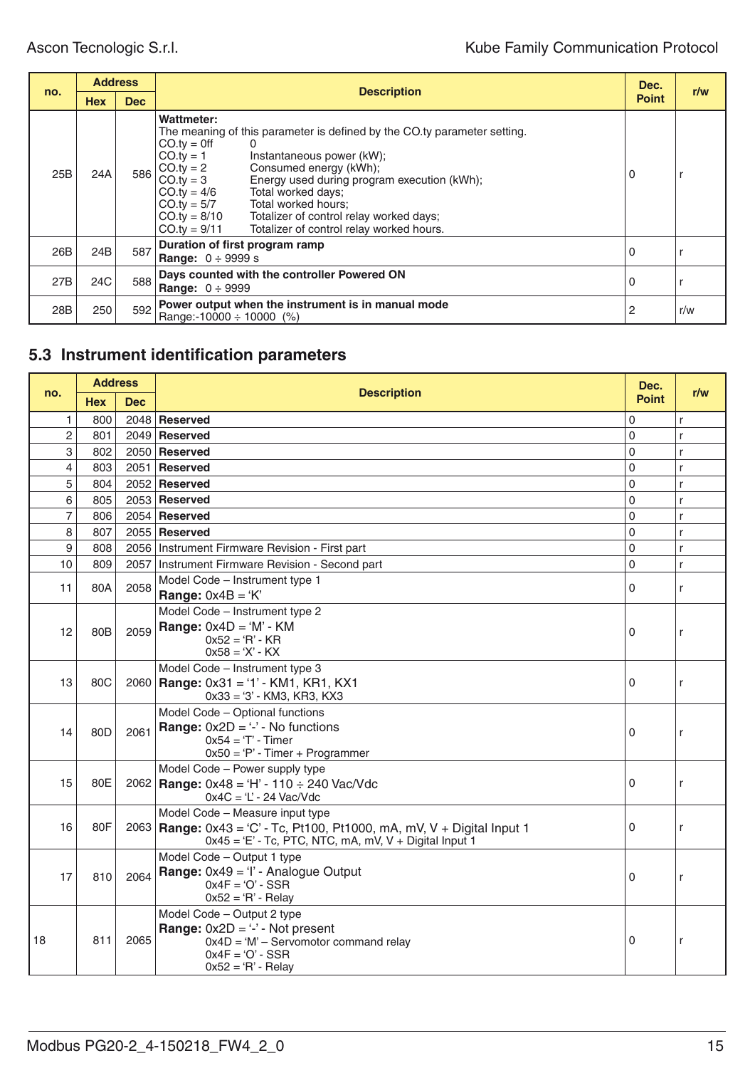| no. | Address | | Description | Dec. Point | r/w |
|---|---|---|---|---|---|
| | Hex | Dec | | | |
| 25B | 24A | 586 | **Wattmeter:**<br>The meaning of this parameter is defined by the CO.ty parameter setting.<br>CO.ty = 0ff 0<br>CO.ty = 1 Instantaneous power (kW);<br>CO.ty = 2 Consumed energy (kWh);<br>CO.ty = 3 Energy used during program execution (kWh);<br>CO.ty = 4/6 Total worked days;<br>CO.ty = 5/7 Total worked hours;<br>CO.ty = 8/10 Totalizer of control relay worked days;<br>CO.ty = 9/11 Totalizer of control relay worked hours. | 0 | r |
| 26B | 24B | 587 | **Duration of first program ramp**<br>**Range:** 0 ÷ 9999 s | 0 | r |
| 27B | 24C | 588 | **Days counted with the controller Powered ON**<br>**Range:** 0 ÷ 9999 | 0 | r |
| 28B | 250 | 592 | **Power output when the instrument is in manual mode**<br>Range:-10000 ÷ 10000 (%) | 2 | r/w |

## 5.3 Instrument identification parameters

| no. | Address | | Description | Dec. Point | r/w |
|---|---|---|---|---|---|
| | Hex | Dec | | | |
| 1 | 800 | 2048 | **Reserved** | 0 | r |
| 2 | 801 | 2049 | **Reserved** | 0 | r |
| 3 | 802 | 2050 | **Reserved** | 0 | r |
| 4 | 803 | 2051 | **Reserved** | 0 | r |
| 5 | 804 | 2052 | **Reserved** | 0 | r |
| 6 | 805 | 2053 | **Reserved** | 0 | r |
| 7 | 806 | 2054 | **Reserved** | 0 | r |
| 8 | 807 | 2055 | **Reserved** | 0 | r |
| 9 | 808 | 2056 | Instrument Firmware Revision - First part | 0 | r |
| 10 | 809 | 2057 | Instrument Firmware Revision - Second part | 0 | r |
| 11 | 80A | 2058 | Model Code – Instrument type 1<br>**Range:** 0x4B = 'K' | 0 | r |
| 12 | 80B | 2059 | Model Code – Instrument type 2<br>**Range:** 0x4D = 'M' - KM<br>0x52 = 'R' - KR<br>0x58 = 'X' - KX | 0 | r |
| 13 | 80C | 2060 | Model Code – Instrument type 3<br>**Range:** 0x31 = '1' - KM1, KR1, KX1<br>0x33 = '3' - KM3, KR3, KX3 | 0 | r |
| 14 | 80D | 2061 | Model Code – Optional functions<br>**Range:** 0x2D = '-' - No functions<br>0x54 = 'T' - Timer<br>0x50 = 'P' - Timer + Programmer | 0 | r |
| 15 | 80E | 2062 | Model Code – Power supply type<br>**Range:** 0x48 = 'H' - 110 ÷ 240 Vac/Vdc<br>0x4C = 'L' - 24 Vac/Vdc | 0 | r |
| 16 | 80F | 2063 | Model Code – Measure input type<br>**Range:** 0x43 = 'C' - Tc, Pt100, Pt1000, mA, mV, V + Digital Input 1<br>0x45 = 'E' - Tc, PTC, NTC, mA, mV, V + Digital Input 1 | 0 | r |
| 17 | 810 | 2064 | Model Code – Output 1 type<br>**Range:** 0x49 = 'I' - Analogue Output<br>0x4F = 'O' - SSR<br>0x52 = 'R' - Relay | 0 | r |
| 18 | 811 | 2065 | Model Code – Output 2 type<br>**Range:** 0x2D = '-' - Not present<br>0x4D = 'M' – Servomotor command relay<br>0x4F = 'O' - SSR<br>0x52 = 'R' - Relay | 0 | r |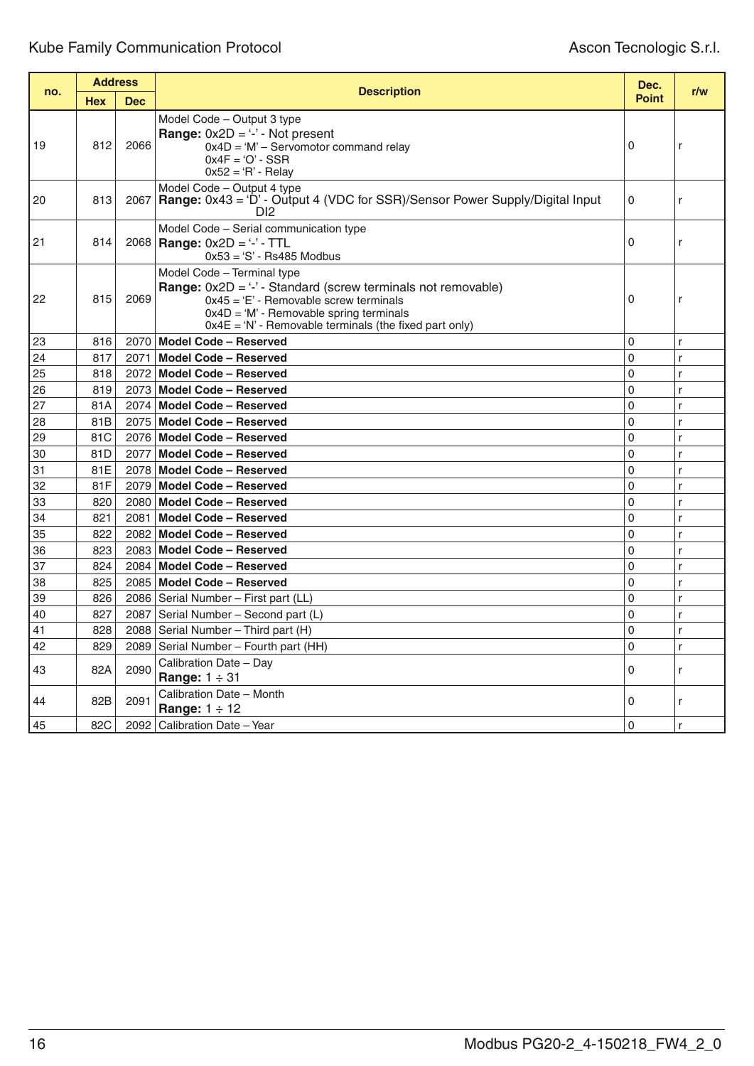| no. | Address | | Description | Dec. Point | r/w |
|---|---|---|---|---|---|
| | Hex | Dec | | | |
| 19 | 812 | 2066 | Model Code – Output 3 type<br>**Range:** 0x2D = '-' - Not present<br>0x4D = 'M' – Servomotor command relay<br>0x4F = 'O' - SSR<br>0x52 = 'R' - Relay | 0 | r |
| 20 | 813 | 2067 | Model Code – Output 4 type<br>**Range:** 0x43 = 'D' - Output 4 (VDC for SSR)/Sensor Power Supply/Digital Input DI2 | 0 | r |
| 21 | 814 | 2068 | Model Code – Serial communication type<br>**Range:** 0x2D = '-' - TTL<br>0x53 = 'S' - Rs485 Modbus | 0 | r |
| 22 | 815 | 2069 | Model Code – Terminal type<br>**Range:** 0x2D = '-' - Standard (screw terminals not removable)<br>0x45 = 'E' - Removable screw terminals<br>0x4D = 'M' - Removable spring terminals<br>0x4E = 'N' - Removable terminals (the fixed part only) | 0 | r |
| 23 | 816 | 2070 | **Model Code – Reserved** | 0 | r |
| 24 | 817 | 2071 | **Model Code – Reserved** | 0 | r |
| 25 | 818 | 2072 | **Model Code – Reserved** | 0 | r |
| 26 | 819 | 2073 | **Model Code – Reserved** | 0 | r |
| 27 | 81A | 2074 | **Model Code – Reserved** | 0 | r |
| 28 | 81B | 2075 | **Model Code – Reserved** | 0 | r |
| 29 | 81C | 2076 | **Model Code – Reserved** | 0 | r |
| 30 | 81D | 2077 | **Model Code – Reserved** | 0 | r |
| 31 | 81E | 2078 | **Model Code – Reserved** | 0 | r |
| 32 | 81F | 2079 | **Model Code – Reserved** | 0 | r |
| 33 | 820 | 2080 | **Model Code – Reserved** | 0 | r |
| 34 | 821 | 2081 | **Model Code – Reserved** | 0 | r |
| 35 | 822 | 2082 | **Model Code – Reserved** | 0 | r |
| 36 | 823 | 2083 | **Model Code – Reserved** | 0 | r |
| 37 | 824 | 2084 | **Model Code – Reserved** | 0 | r |
| 38 | 825 | 2085 | **Model Code – Reserved** | 0 | r |
| 39 | 826 | 2086 | Serial Number – First part (LL) | 0 | r |
| 40 | 827 | 2087 | Serial Number – Second part (L) | 0 | r |
| 41 | 828 | 2088 | Serial Number – Third part (H) | 0 | r |
| 42 | 829 | 2089 | Serial Number – Fourth part (HH) | 0 | r |
| 43 | 82A | 2090 | Calibration Date – Day<br>**Range:** 1 ÷ 31 | 0 | r |
| 44 | 82B | 2091 | Calibration Date – Month<br>**Range:** 1 ÷ 12 | 0 | r |
| 45 | 82C | 2092 | Calibration Date – Year | 0 | r |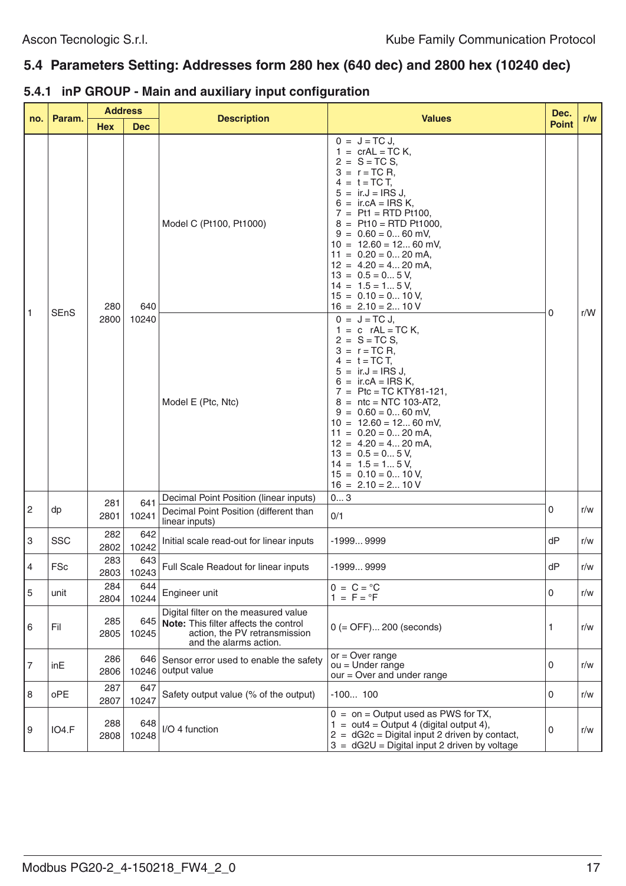## 5.4 Parameters Setting: Addresses form 280 hex (640 dec) and 2800 hex (10240 dec)

### 5.4.1 inP GROUP - Main and auxiliary input configuration

| no. | Param. | Address | | Description | Values | Dec. Point | r/w |
|---|---|---|---|---|---|---|---|
| | | Hex | Dec | | | | |
| 1 | SEnS | 280<br>2800 | 640<br>10240 | Model C (Pt100, Pt1000) | 0 = J = TC J,<br>1 = crAL = TC K,<br>2 = S = TC S,<br>3 = r = TC R,<br>4 = t = TC T,<br>5 = ir.J = IRS J,<br>6 = ir.cA = IRS K,<br>7 = Pt1 = RTD Pt100,<br>8 = Pt10 = RTD Pt1000,<br>9 = 0.60 = 0... 60 mV,<br>10 = 12.60 = 12... 60 mV,<br>11 = 0.20 = 0... 20 mA,<br>12 = 4.20 = 4... 20 mA,<br>13 = 0.5 = 0... 5 V,<br>14 = 1.5 = 1... 5 V,<br>15 = 0.10 = 0... 10 V,<br>16 = 2.10 = 2... 10 V | 0 | r/W |
| | | | | Model E (Ptc, Ntc) | 0 = J = TC J,<br>1 = c rAL = TC K,<br>2 = S = TC S,<br>3 = r = TC R,<br>4 = t = TC T,<br>5 = ir.J = IRS J,<br>6 = ir.cA = IRS K,<br>7 = Ptc = TC KTY81-121,<br>8 = ntc = NTC 103-AT2,<br>9 = 0.60 = 0... 60 mV,<br>10 = 12.60 = 12... 60 mV,<br>11 = 0.20 = 0... 20 mA,<br>12 = 4.20 = 4... 20 mA,<br>13 = 0.5 = 0... 5 V,<br>14 = 1.5 = 1... 5 V,<br>15 = 0.10 = 0... 10 V,<br>16 = 2.10 = 2... 10 V | | |
| 2 | dp | 281<br>2801 | 641<br>10241 | Decimal Point Position (linear inputs) | 0... 3 | 0 | r/w |
| | | | | Decimal Point Position (different than linear inputs) | 0/1 | | |
| 3 | SSC | 282<br>2802 | 642<br>10242 | Initial scale read-out for linear inputs | -1999... 9999 | dP | r/w |
| 4 | FSc | 283<br>2803 | 643<br>10243 | Full Scale Readout for linear inputs | -1999... 9999 | dP | r/w |
| 5 | unit | 284<br>2804 | 644<br>10244 | Engineer unit | 0 = C = °C<br>1 = F = °F | 0 | r/w |
| 6 | Fil | 285<br>2805 | 645<br>10245 | Digital filter on the measured value<br>**Note:** This filter affects the control action, the PV retransmission and the alarms action. | 0 (= OFF)... 200 (seconds) | 1 | r/w |
| 7 | inE | 286<br>2806 | 646<br>10246 | Sensor error used to enable the safety output value | or = Over range<br>ou = Under range<br>our = Over and under range | 0 | r/w |
| 8 | oPE | 287<br>2807 | 647<br>10247 | Safety output value (% of the output) | -100... 100 | 0 | r/w |
| 9 | IO4.F | 288<br>2808 | 648<br>10248 | I/O 4 function | 0 = on = Output used as PWS for TX,<br>1 = out4 = Output 4 (digital output 4),<br>2 = dG2c = Digital input 2 driven by contact,<br>3 = dG2U = Digital input 2 driven by voltage | 0 | r/w |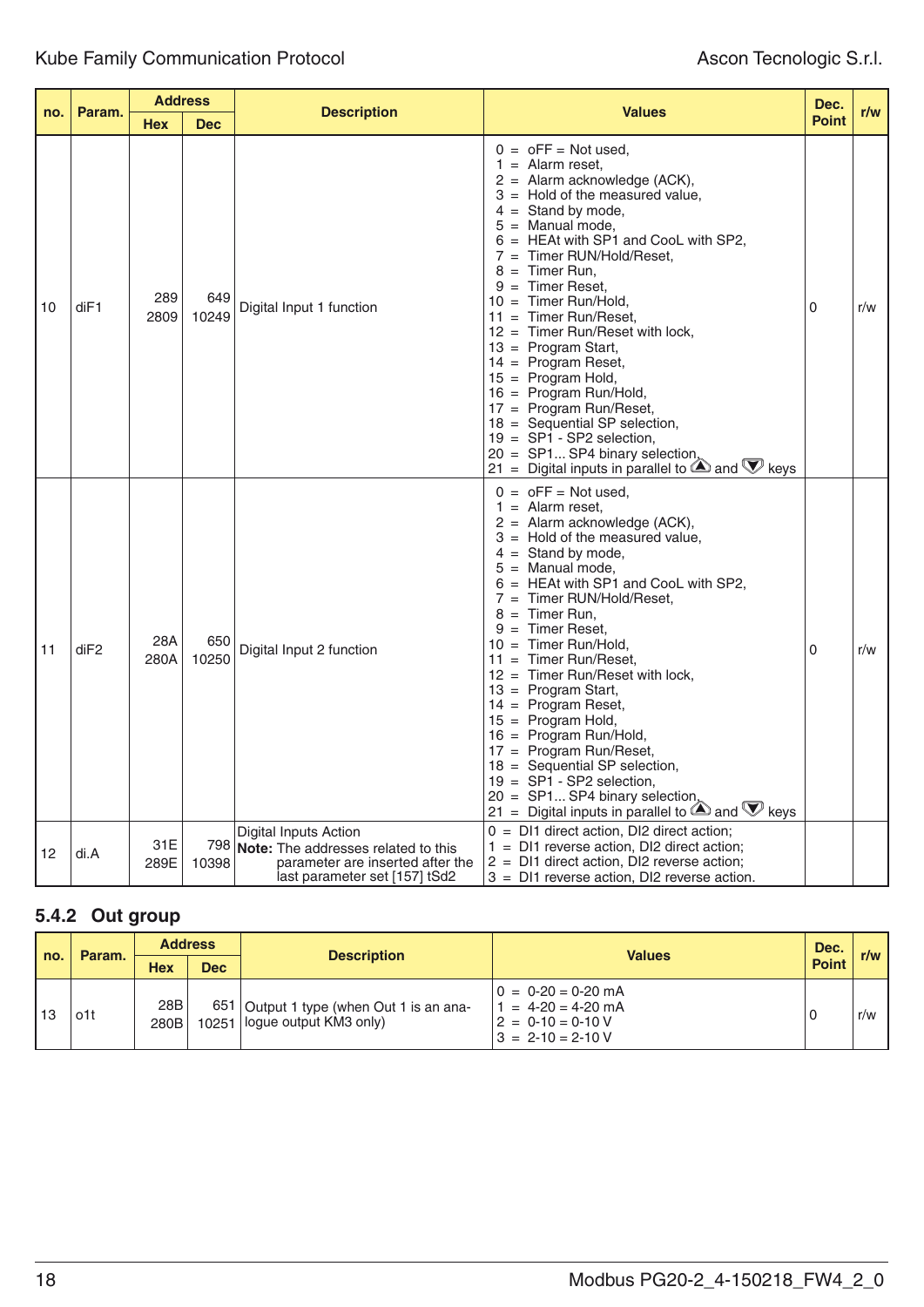| no. | Param. | Address | | Description | Values | Dec. Point | r/w |
|---|---|---|---|---|---|---|---|
| | | Hex | Dec | | | | |
| 10 | diF1 | 289<br>2809 | 649<br>10249 | Digital Input 1 function | 0 = oFF = Not used,<br>1 = Alarm reset,<br>2 = Alarm acknowledge (ACK),<br>3 = Hold of the measured value,<br>4 = Stand by mode,<br>5 = Manual mode,<br>6 = HEAt with SP1 and CooL with SP2,<br>7 = Timer RUN/Hold/Reset,<br>8 = Timer Run,<br>9 = Timer Reset,<br>10 = Timer Run/Hold,<br>11 = Timer Run/Reset,<br>12 = Timer Run/Reset with lock,<br>13 = Program Start,<br>14 = Program Reset,<br>15 = Program Hold,<br>16 = Program Run/Hold,<br>17 = Program Run/Reset,<br>18 = Sequential SP selection,<br>19 = SP1 - SP2 selection,<br>20 = SP1... SP4 binary selection,<br>21 = Digital inputs in parallel to ▲ and ▼ keys | 0 | r/w |
| 11 | diF2 | 28A<br>280A | 650<br>10250 | Digital Input 2 function | 0 = oFF = Not used,<br>1 = Alarm reset,<br>2 = Alarm acknowledge (ACK),<br>3 = Hold of the measured value,<br>4 = Stand by mode,<br>5 = Manual mode,<br>6 = HEAt with SP1 and CooL with SP2,<br>7 = Timer RUN/Hold/Reset,<br>8 = Timer Run,<br>9 = Timer Reset,<br>10 = Timer Run/Hold,<br>11 = Timer Run/Reset,<br>12 = Timer Run/Reset with lock,<br>13 = Program Start,<br>14 = Program Reset,<br>15 = Program Hold,<br>16 = Program Run/Hold,<br>17 = Program Run/Reset,<br>18 = Sequential SP selection,<br>19 = SP1 - SP2 selection,<br>20 = SP1... SP4 binary selection,<br>21 = Digital inputs in parallel to ▲ and ▼ keys | 0 | r/w |
| 12 | di.A | 31E<br>289E | 798<br>10398 | Digital Inputs Action<br>**Note:** The addresses related to this parameter are inserted after the last parameter set [157] tSd2 | 0 = DI1 direct action, DI2 direct action;<br>1 = DI1 reverse action, DI2 direct action;<br>2 = DI1 direct action, DI2 reverse action;<br>3 = DI1 reverse action, DI2 reverse action. | | |

### 5.4.2 Out group

| no. | Param. | Address | | Description | Values | Dec. Point | r/w |
|---|---|---|---|---|---|---|---|
| | | Hex | Dec | | | | |
| 13 | o1t | 28B<br>280B | 651<br>10251 | Output 1 type (when Out 1 is an analogue output KM3 only) | 0 = 0-20 = 0-20 mA<br>1 = 4-20 = 4-20 mA<br>2 = 0-10 = 0-10 V<br>3 = 2-10 = 2-10 V | 0 | r/w |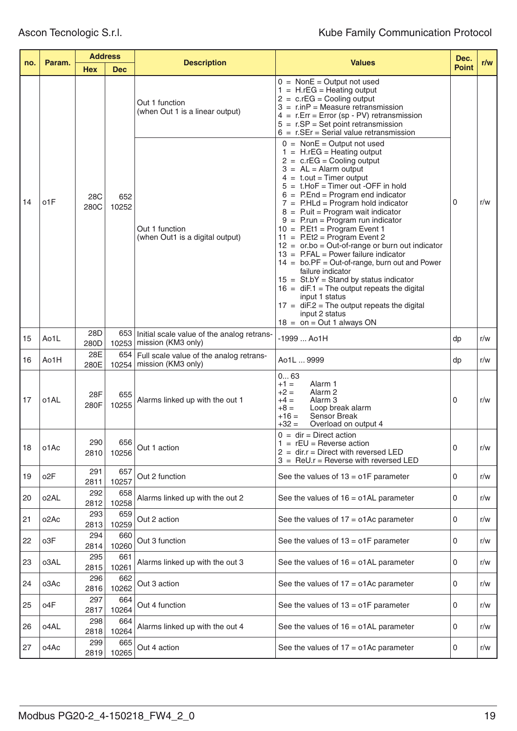| no. | Param. | Address | | Description | Values | Dec. Point | r/w |
|---|---|---|---|---|---|---|---|
| | | Hex | Dec | | | | |
| 14 | o1F | 28C<br>280C | 652<br>10252 | Out 1 function<br>(when Out 1 is a linear output) | 0 = NonE = Output not used<br>1 = H.rEG = Heating output<br>2 = c.rEG = Cooling output<br>3 = r.inP = Measure retransmission<br>4 = r.Err = Error (sp - PV) retransmission<br>5 = r.SP = Set point retransmission<br>6 = r.SEr = Serial value retransmission | 0 | r/w |
| | | | | Out 1 function<br>(when Out1 is a digital output) | 0 = NonE = Output not used<br>1 = H.rEG = Heating output<br>2 = c.rEG = Cooling output<br>3 = AL = Alarm output<br>4 = t.out = Timer output<br>5 = t.HoF = Timer out -OFF in hold<br>6 = P.End = Program end indicator<br>7 = P.HLd = Program hold indicator<br>8 = P.uit = Program wait indicator<br>9 = P.run = Program run indicator<br>10 = P.Et1 = Program Event 1<br>11 = P.Et2 = Program Event 2<br>12 = or.bo = Out-of-range or burn out indicator<br>13 = P.FAL = Power failure indicator<br>14 = bo.PF = Out-of-range, burn out and Power failure indicator<br>15 = St.bY = Stand by status indicator<br>16 = diF.1 = The output repeats the digital input 1 status<br>17 = diF.2 = The output repeats the digital input 2 status<br>18 = on = Out 1 always ON | | |
| 15 | Ao1L | 28D<br>280D | 653<br>10253 | Initial scale value of the analog retransmission (KM3 only) | -1999 ... Ao1H | dp | r/w |
| 16 | Ao1H | 28E<br>280E | 654<br>10254 | Full scale value of the analog retransmission (KM3 only) | Ao1L ... 9999 | dp | r/w |
| 17 | o1AL | 28F<br>280F | 655<br>10255 | Alarms linked up with the out 1 | 0... 63<br>+1 = Alarm 1<br>+2 = Alarm 2<br>+4 = Alarm 3<br>+8 = Loop break alarm<br>+16 = Sensor Break<br>+32 = Overload on output 4 | 0 | r/w |
| 18 | o1Ac | 290<br>2810 | 656<br>10256 | Out 1 action | 0 = dir = Direct action<br>1 = rEU = Reverse action<br>2 = dir.r = Direct with reversed LED<br>3 = ReU.r = Reverse with reversed LED | 0 | r/w |
| 19 | o2F | 291<br>2811 | 657<br>10257 | Out 2 function | See the values of 13 = o1F parameter | 0 | r/w |
| 20 | o2AL | 292<br>2812 | 658<br>10258 | Alarms linked up with the out 2 | See the values of 16 = o1AL parameter | 0 | r/w |
| 21 | o2Ac | 293<br>2813 | 659<br>10259 | Out 2 action | See the values of 17 = o1Ac parameter | 0 | r/w |
| 22 | o3F | 294<br>2814 | 660<br>10260 | Out 3 function | See the values of 13 = o1F parameter | 0 | r/w |
| 23 | o3AL | 295<br>2815 | 661<br>10261 | Alarms linked up with the out 3 | See the values of 16 = o1AL parameter | 0 | r/w |
| 24 | o3Ac | 296<br>2816 | 662<br>10262 | Out 3 action | See the values of 17 = o1Ac parameter | 0 | r/w |
| 25 | o4F | 297<br>2817 | 664<br>10264 | Out 4 function | See the values of 13 = o1F parameter | 0 | r/w |
| 26 | o4AL | 298<br>2818 | 664<br>10264 | Alarms linked up with the out 4 | See the values of 16 = o1AL parameter | 0 | r/w |
| 27 | o4Ac | 299<br>2819 | 665<br>10265 | Out 4 action | See the values of 17 = o1Ac parameter | 0 | r/w |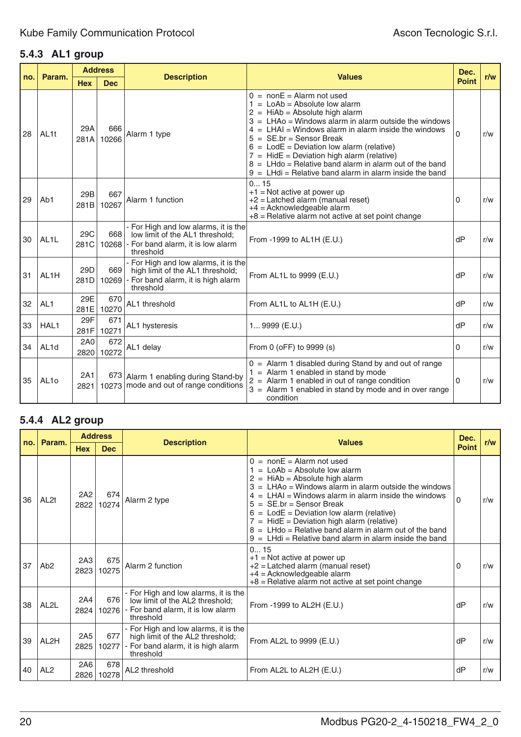### 5.4.3 AL1 group

| no. | Param. | Address | | Description | Values | Dec. Point | r/w |
|---|---|---|---|---|---|---|---|
| | | Hex | Dec | | | | |
| 28 | AL1t | 29A 281A | 666 10266 | Alarm 1 type | 0 = nonE = Alarm not used<br>1 = LoAb = Absolute low alarm<br>2 = HiAb = Absolute high alarm<br>3 = LHAo = Windows alarm in alarm outside the windows<br>4 = LHAI = Windows alarm in alarm inside the windows<br>5 = SE.br = Sensor Break<br>6 = LodE = Deviation low alarm (relative)<br>7 = HidE = Deviation high alarm (relative)<br>8 = LHdo = Relative band alarm in alarm out of the band<br>9 = LHdi = Relative band alarm in alarm inside the band | 0 | r/w |
| 29 | Ab1 | 29B 281B | 667 10267 | Alarm 1 function | 0... 15<br>+1 = Not active at power up<br>+2 = Latched alarm (manual reset)<br>+4 = Acknowledgeable alarm<br>+8 = Relative alarm not active at set point change | 0 | r/w |
| 30 | AL1L | 29C 281C | 668 10268 | - For High and low alarms, it is the low limit of the AL1 threshold;<br>- For band alarm, it is low alarm threshold | From -1999 to AL1H (E.U.) | dP | r/w |
| 31 | AL1H | 29D 281D | 669 10269 | - For High and low alarms, it is the high limit of the AL1 threshold;<br>- For band alarm, it is high alarm threshold | From AL1L to 9999 (E.U.) | dP | r/w |
| 32 | AL1 | 29E 281E | 670 10270 | AL1 threshold | From AL1L to AL1H (E.U.) | dP | r/w |
| 33 | HAL1 | 29F 281F | 671 10271 | AL1 hysteresis | 1... 9999 (E.U.) | dP | r/w |
| 34 | AL1d | 2A0 2820 | 672 10272 | AL1 delay | From 0 (oFF) to 9999 (s) | 0 | r/w |
| 35 | AL1o | 2A1 2821 | 673 10273 | Alarm 1 enabling during Stand-by mode and out of range conditions | 0 = Alarm 1 disabled during Stand by and out of range<br>1 = Alarm 1 enabled in stand by mode<br>2 = Alarm 1 enabled in out of range condition<br>3 = Alarm 1 enabled in stand by mode and in over range condition | 0 | r/w |

### 5.4.4 AL2 group

| no. | Param. | Address | | Description | Values | Dec. Point | r/w |
|---|---|---|---|---|---|---|---|
| | | Hex | Dec | | | | |
| 36 | AL2t | 2A2 2822 | 674 10274 | Alarm 2 type | 0 = nonE = Alarm not used<br>1 = LoAb = Absolute low alarm<br>2 = HiAb = Absolute high alarm<br>3 = LHAo = Windows alarm in alarm outside the windows<br>4 = LHAI = Windows alarm in alarm inside the windows<br>5 = SE.br = Sensor Break<br>6 = LodE = Deviation low alarm (relative)<br>7 = HidE = Deviation high alarm (relative)<br>8 = LHdo = Relative band alarm in alarm out of the band<br>9 = LHdi = Relative band alarm in alarm inside the band | 0 | r/w |
| 37 | Ab2 | 2A3 2823 | 675 10275 | Alarm 2 function | 0... 15<br>+1 = Not active at power up<br>+2 = Latched alarm (manual reset)<br>+4 = Acknowledgeable alarm<br>+8 = Relative alarm not active at set point change | 0 | r/w |
| 38 | AL2L | 2A4 2824 | 676 10276 | - For High and low alarms, it is the low limit of the AL2 threshold;<br>- For band alarm, it is low alarm threshold | From -1999 to AL2H (E.U.) | dP | r/w |
| 39 | AL2H | 2A5 2825 | 677 10277 | - For High and low alarms, it is the high limit of the AL2 threshold;<br>- For band alarm, it is high alarm threshold | From AL2L to 9999 (E.U.) | dP | r/w |
| 40 | AL2 | 2A6 2826 | 678 10278 | AL2 threshold | From AL2L to AL2H (E.U.) | dP | r/w |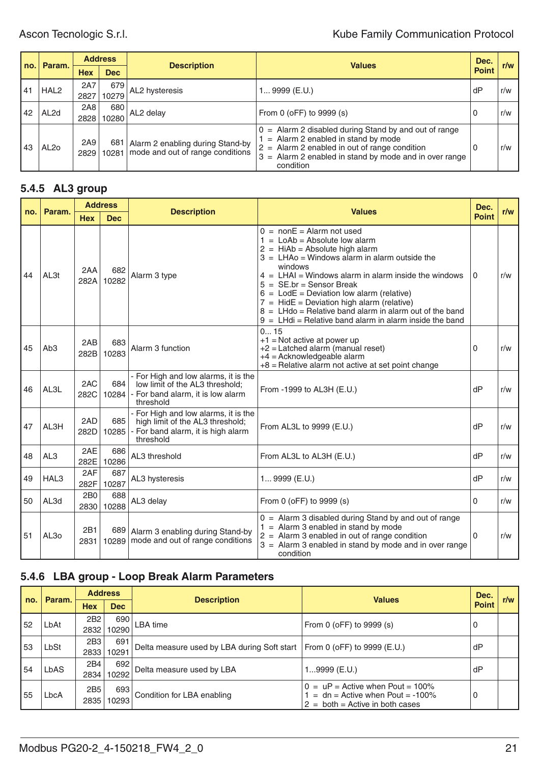| no. | Param. | Address | | Description | Values | Dec. Point | r/w |
|---|---|---|---|---|---|---|---|
| | | Hex | Dec | | | | |
| 41 | HAL2 | 2A7<br>2827 | 679<br>10279 | AL2 hysteresis | 1... 9999 (E.U.) | dP | r/w |
| 42 | AL2d | 2A8<br>2828 | 680<br>10280 | AL2 delay | From 0 (oFF) to 9999 (s) | 0 | r/w |
| 43 | AL2o | 2A9<br>2829 | 681<br>10281 | Alarm 2 enabling during Stand-by mode and out of range conditions | 0 = Alarm 2 disabled during Stand by and out of range<br>1 = Alarm 2 enabled in stand by mode<br>2 = Alarm 2 enabled in out of range condition<br>3 = Alarm 2 enabled in stand by mode and in over range condition | 0 | r/w |

### 5.4.5 AL3 group

| no. | Param. | Address | | Description | Values | Dec. Point | r/w |
|---|---|---|---|---|---|---|---|
| | | Hex | Dec | | | | |
| 44 | AL3t | 2AA<br>282A | 682<br>10282 | Alarm 3 type | 0 = nonE = Alarm not used<br>1 = LoAb = Absolute low alarm<br>2 = HiAb = Absolute high alarm<br>3 = LHAo = Windows alarm in alarm outside the windows<br>4 = LHAI = Windows alarm in alarm inside the windows<br>5 = SE.br = Sensor Break<br>6 = LodE = Deviation low alarm (relative)<br>7 = HidE = Deviation high alarm (relative)<br>8 = LHdo = Relative band alarm in alarm out of the band<br>9 = LHdi = Relative band alarm in alarm inside the band | 0 | r/w |
| 45 | Ab3 | 2AB<br>282B | 683<br>10283 | Alarm 3 function | 0... 15<br>+1 = Not active at power up<br>+2 = Latched alarm (manual reset)<br>+4 = Acknowledgeable alarm<br>+8 = Relative alarm not active at set point change | 0 | r/w |
| 46 | AL3L | 2AC<br>282C | 684<br>10284 | - For High and low alarms, it is the low limit of the AL3 threshold;<br>- For band alarm, it is low alarm threshold | From -1999 to AL3H (E.U.) | dP | r/w |
| 47 | AL3H | 2AD<br>282D | 685<br>10285 | - For High and low alarms, it is the high limit of the AL3 threshold;<br>- For band alarm, it is high alarm threshold | From AL3L to 9999 (E.U.) | dP | r/w |
| 48 | AL3 | 2AE<br>282E | 686<br>10286 | AL3 threshold | From AL3L to AL3H (E.U.) | dP | r/w |
| 49 | HAL3 | 2AF<br>282F | 687<br>10287 | AL3 hysteresis | 1... 9999 (E.U.) | dP | r/w |
| 50 | AL3d | 2B0<br>2830 | 688<br>10288 | AL3 delay | From 0 (oFF) to 9999 (s) | 0 | r/w |
| 51 | AL3o | 2B1<br>2831 | 689<br>10289 | Alarm 3 enabling during Stand-by mode and out of range conditions | 0 = Alarm 3 disabled during Stand by and out of range<br>1 = Alarm 3 enabled in stand by mode<br>2 = Alarm 3 enabled in out of range condition<br>3 = Alarm 3 enabled in stand by mode and in over range condition | 0 | r/w |

### 5.4.6 LBA group - Loop Break Alarm Parameters

| no. | Param. | Address | | Description | Values | Dec. Point | r/w |
|---|---|---|---|---|---|---|---|
| | | Hex | Dec | | | | |
| 52 | LbAt | 2B2<br>2832 | 690<br>10290 | LBA time | From 0 (oFF) to 9999 (s) | 0 | |
| 53 | LbSt | 2B3<br>2833 | 691<br>10291 | Delta measure used by LBA during Soft start | From 0 (oFF) to 9999 (E.U.) | dP | |
| 54 | LbAS | 2B4<br>2834 | 692<br>10292 | Delta measure used by LBA | 1...9999 (E.U.) | dP | |
| 55 | LbcA | 2B5<br>2835 | 693<br>10293 | Condition for LBA enabling | 0 = uP = Active when Pout = 100%<br>1 = dn = Active when Pout = -100%<br>2 = both = Active in both cases | 0 | |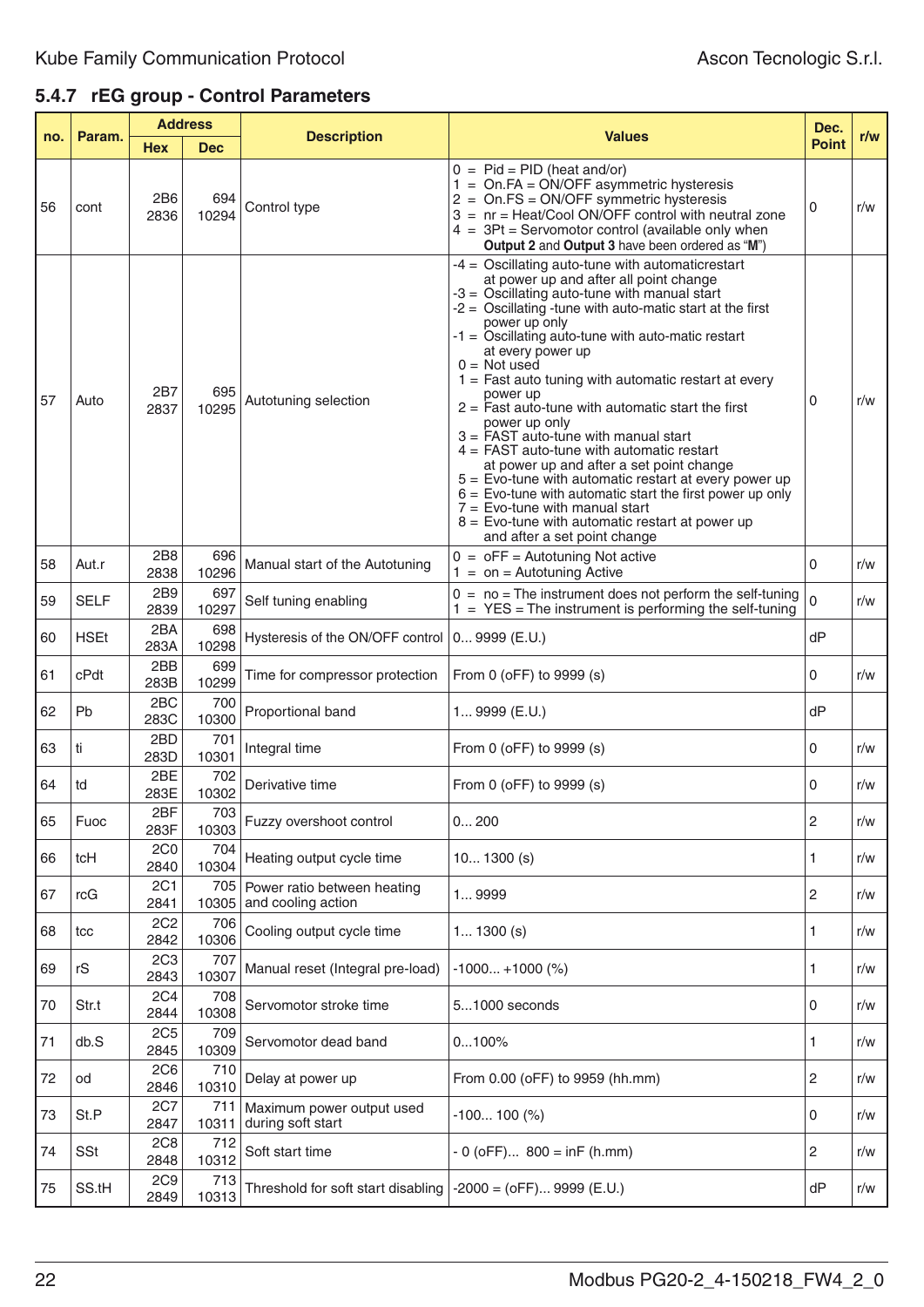## 5.4.7 rEG group - Control Parameters

| no. | Param. | Address | | Description | Values | Dec. Point | r/w |
|---|---|---|---|---|---|---|---|
| | | Hex | Dec | | | | |
| 56 | cont | 2B6<br>2836 | 694<br>10294 | Control type | 0 = Pid = PID (heat and/or)<br>1 = On.FA = ON/OFF asymmetric hysteresis<br>2 = On.FS = ON/OFF symmetric hysteresis<br>3 = nr = Heat/Cool ON/OFF control with neutral zone<br>4 = 3Pt = Servomotor control (available only when **Output 2** and **Output 3** have been ordered as "**M**") | 0 | r/w |
| 57 | Auto | 2B7<br>2837 | 695<br>10295 | Autotuning selection | -4 = Oscillating auto-tune with automaticrestart at power up and after all point change<br>-3 = Oscillating auto-tune with manual start<br>-2 = Oscillating -tune with auto-matic start at the first power up only<br>-1 = Oscillating auto-tune with auto-matic restart at every power up<br>0 = Not used<br>1 = Fast auto tuning with automatic restart at every power up<br>2 = Fast auto-tune with automatic start the first power up only<br>3 = FAST auto-tune with manual start<br>4 = FAST auto-tune with automatic restart at power up and after a set point change<br>5 = Evo-tune with automatic restart at every power up<br>6 = Evo-tune with automatic start the first power up only<br>7 = Evo-tune with manual start<br>8 = Evo-tune with automatic restart at power up and after a set point change | 0 | r/w |
| 58 | Aut.r | 2B8<br>2838 | 696<br>10296 | Manual start of the Autotuning | 0 = oFF = Autotuning Not active<br>1 = on = Autotuning Active | 0 | r/w |
| 59 | SELF | 2B9<br>2839 | 697<br>10297 | Self tuning enabling | 0 = no = The instrument does not perform the self-tuning<br>1 = YES = The instrument is performing the self-tuning | 0 | r/w |
| 60 | HSEt | 2BA<br>283A | 698<br>10298 | Hysteresis of the ON/OFF control | 0... 9999 (E.U.) | dP | |
| 61 | cPdt | 2BB<br>283B | 699<br>10299 | Time for compressor protection | From 0 (oFF) to 9999 (s) | 0 | r/w |
| 62 | Pb | 2BC<br>283C | 700<br>10300 | Proportional band | 1... 9999 (E.U.) | dP | |
| 63 | ti | 2BD<br>283D | 701<br>10301 | Integral time | From 0 (oFF) to 9999 (s) | 0 | r/w |
| 64 | td | 2BE<br>283E | 702<br>10302 | Derivative time | From 0 (oFF) to 9999 (s) | 0 | r/w |
| 65 | Fuoc | 2BF<br>283F | 703<br>10303 | Fuzzy overshoot control | 0... 200 | 2 | r/w |
| 66 | tcH | 2C0<br>2840 | 704<br>10304 | Heating output cycle time | 10... 1300 (s) | 1 | r/w |
| 67 | rcG | 2C1<br>2841 | 705<br>10305 | Power ratio between heating and cooling action | 1... 9999 | 2 | r/w |
| 68 | tcc | 2C2<br>2842 | 706<br>10306 | Cooling output cycle time | 1... 1300 (s) | 1 | r/w |
| 69 | rS | 2C3<br>2843 | 707<br>10307 | Manual reset (Integral pre-load) | -1000... +1000 (%) | 1 | r/w |
| 70 | Str.t | 2C4<br>2844 | 708<br>10308 | Servomotor stroke time | 5...1000 seconds | 0 | r/w |
| 71 | db.S | 2C5<br>2845 | 709<br>10309 | Servomotor dead band | 0...100% | 1 | r/w |
| 72 | od | 2C6<br>2846 | 710<br>10310 | Delay at power up | From 0.00 (oFF) to 9959 (hh.mm) | 2 | r/w |
| 73 | St.P | 2C7<br>2847 | 711<br>10311 | Maximum power output used during soft start | -100... 100 (%) | 0 | r/w |
| 74 | SSt | 2C8<br>2848 | 712<br>10312 | Soft start time | - 0 (oFF)... 800 = inF (h.mm) | 2 | r/w |
| 75 | SS.tH | 2C9<br>2849 | 713<br>10313 | Threshold for soft start disabling | -2000 = (oFF)... 9999 (E.U.) | dP | r/w |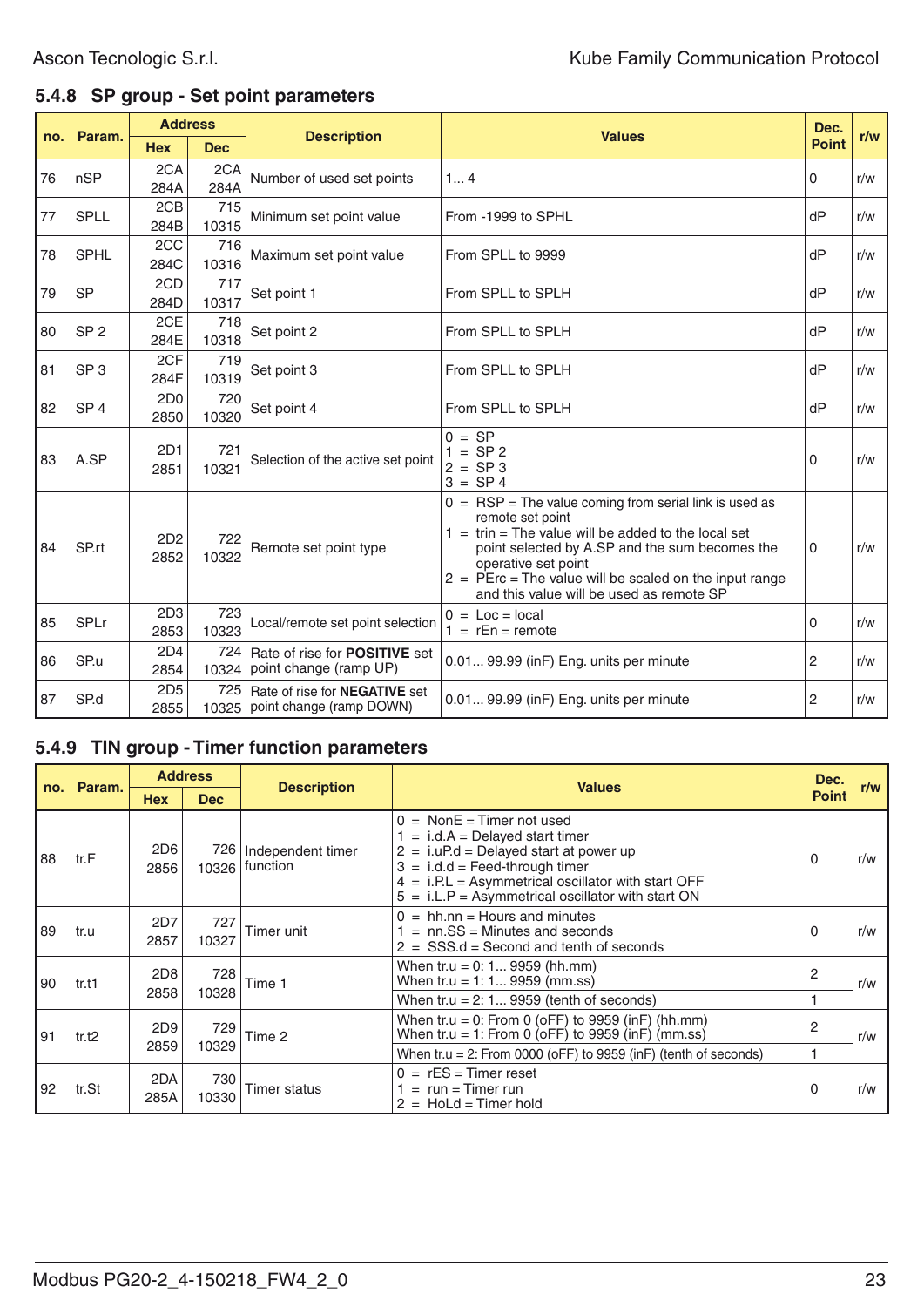### 5.4.8 SP group - Set point parameters

| no. | Param. | Address | | Description | Values | Dec. Point | r/w |
|---|---|---|---|---|---|---|---|
| | | Hex | Dec | | | | |
| 76 | nSP | 2CA<br>284A | 2CA<br>284A | Number of used set points | 1... 4 | 0 | r/w |
| 77 | SPLL | 2CB<br>284B | 715<br>10315 | Minimum set point value | From -1999 to SPHL | dP | r/w |
| 78 | SPHL | 2CC<br>284C | 716<br>10316 | Maximum set point value | From SPLL to 9999 | dP | r/w |
| 79 | SP | 2CD<br>284D | 717<br>10317 | Set point 1 | From SPLL to SPLH | dP | r/w |
| 80 | SP 2 | 2CE<br>284E | 718<br>10318 | Set point 2 | From SPLL to SPLH | dP | r/w |
| 81 | SP 3 | 2CF<br>284F | 719<br>10319 | Set point 3 | From SPLL to SPLH | dP | r/w |
| 82 | SP 4 | 2D0<br>2850 | 720<br>10320 | Set point 4 | From SPLL to SPLH | dP | r/w |
| 83 | A.SP | 2D1<br>2851 | 721<br>10321 | Selection of the active set point | 0 = SP<br>1 = SP 2<br>2 = SP 3<br>3 = SP 4 | 0 | r/w |
| 84 | SP.rt | 2D2<br>2852 | 722<br>10322 | Remote set point type | 0 = RSP = The value coming from serial link is used as remote set point<br>1 = trin = The value will be added to the local set point selected by A.SP and the sum becomes the operative set point<br>2 = PErc = The value will be scaled on the input range and this value will be used as remote SP | 0 | r/w |
| 85 | SPLr | 2D3<br>2853 | 723<br>10323 | Local/remote set point selection | 0 = Loc = local<br>1 = rEn = remote | 0 | r/w |
| 86 | SP.u | 2D4<br>2854 | 724<br>10324 | Rate of rise for **POSITIVE** set point change (ramp UP) | 0.01... 99.99 (inF) Eng. units per minute | 2 | r/w |
| 87 | SP.d | 2D5<br>2855 | 725<br>10325 | Rate of rise for **NEGATIVE** set point change (ramp DOWN) | 0.01... 99.99 (inF) Eng. units per minute | 2 | r/w |

### 5.4.9 TIN group - Timer function parameters

| no. | Param. | Address | | Description | Values | Dec. Point | r/w |
|---|---|---|---|---|---|---|---|
| | | Hex | Dec | | | | |
| 88 | tr.F | 2D6<br>2856 | 726<br>10326 | Independent timer function | 0 = NonE = Timer not used<br>1 = i.d.A = Delayed start timer<br>2 = i.uP.d = Delayed start at power up<br>3 = i.d.d = Feed-through timer<br>4 = i.P.L = Asymmetrical oscillator with start OFF<br>5 = i.L.P = Asymmetrical oscillator with start ON | 0 | r/w |
| 89 | tr.u | 2D7<br>2857 | 727<br>10327 | Timer unit | 0 = hh.nn = Hours and minutes<br>1 = nn.SS = Minutes and seconds<br>2 = SSS.d = Second and tenth of seconds | 0 | r/w |
| 90 | tr.t1 | 2D8<br>2858 | 728<br>10328 | Time 1 | When tr.u = 0: 1... 9959 (hh.mm)<br>When tr.u = 1: 1... 9959 (mm.ss) | 2 | r/w |
| | | | | | When tr.u = 2: 1... 9959 (tenth of seconds) | 1 | |
| 91 | tr.t2 | 2D9<br>2859 | 729<br>10329 | Time 2 | When tr.u = 0: From 0 (oFF) to 9959 (inF) (hh.mm)<br>When tr.u = 1: From 0 (oFF) to 9959 (inF) (mm.ss) | 2 | r/w |
| | | | | | When tr.u = 2: From 0000 (oFF) to 9959 (inF) (tenth of seconds) | 1 | |
| 92 | tr.St | 2DA<br>285A | 730<br>10330 | Timer status | 0 = rES = Timer reset<br>1 = run = Timer run<br>2 = HoLd = Timer hold | 0 | r/w |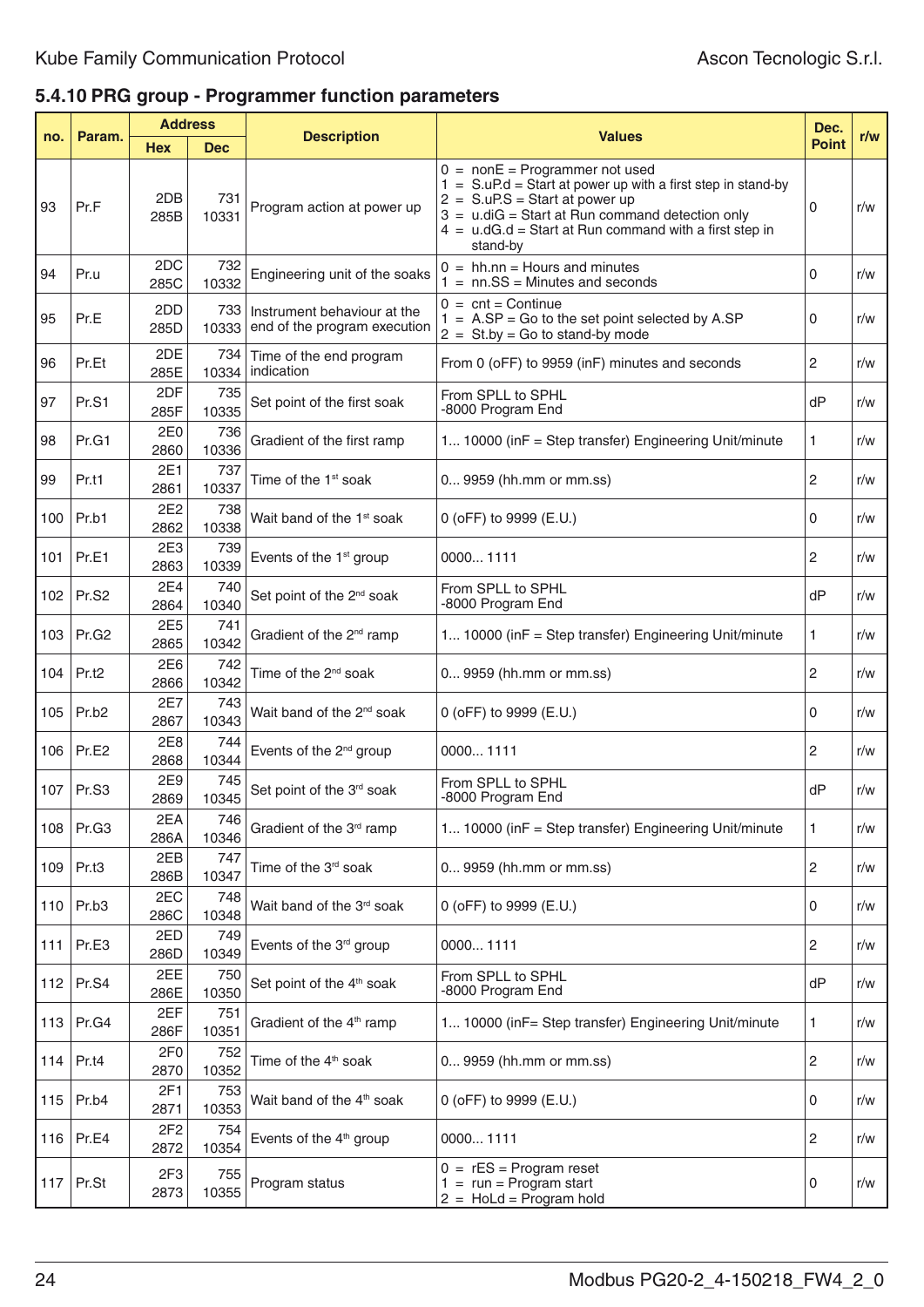## 5.4.10 PRG group - Programmer function parameters

| no. | Param. | Address | | Description | Values | Dec. Point | r/w |
|---|---|---|---|---|---|---|---|
| | | Hex | Dec | | | | |
| 93 | Pr.F | 2DB 285B | 731 10331 | Program action at power up | 0 = nonE = Programmer not used<br>1 = S.uP.d = Start at power up with a first step in stand-by<br>2 = S.uP.S = Start at power up<br>3 = u.diG = Start at Run command detection only<br>4 = u.dG.d = Start at Run command with a first step in stand-by | 0 | r/w |
| 94 | Pr.u | 2DC 285C | 732 10332 | Engineering unit of the soaks | 0 = hh.nn = Hours and minutes<br>1 = nn.SS = Minutes and seconds | 0 | r/w |
| 95 | Pr.E | 2DD 285D | 733 10333 | Instrument behaviour at the end of the program execution | 0 = cnt = Continue<br>1 = A.SP = Go to the set point selected by A.SP<br>2 = St.by = Go to stand-by mode | 0 | r/w |
| 96 | Pr.Et | 2DE 285E | 734 10334 | Time of the end program indication | From 0 (oFF) to 9959 (inF) minutes and seconds | 2 | r/w |
| 97 | Pr.S1 | 2DF 285F | 735 10335 | Set point of the first soak | From SPLL to SPHL<br>-8000 Program End | dP | r/w |
| 98 | Pr.G1 | 2E0 2860 | 736 10336 | Gradient of the first ramp | 1... 10000 (inF = Step transfer) Engineering Unit/minute | 1 | r/w |
| 99 | Pr.t1 | 2E1 2861 | 737 10337 | Time of the 1st soak | 0... 9959 (hh.mm or mm.ss) | 2 | r/w |
| 100 | Pr.b1 | 2E2 2862 | 738 10338 | Wait band of the 1st soak | 0 (oFF) to 9999 (E.U.) | 0 | r/w |
| 101 | Pr.E1 | 2E3 2863 | 739 10339 | Events of the 1st group | 0000... 1111 | 2 | r/w |
| 102 | Pr.S2 | 2E4 2864 | 740 10340 | Set point of the 2nd soak | From SPLL to SPHL<br>-8000 Program End | dP | r/w |
| 103 | Pr.G2 | 2E5 2865 | 741 10342 | Gradient of the 2nd ramp | 1... 10000 (inF = Step transfer) Engineering Unit/minute | 1 | r/w |
| 104 | Pr.t2 | 2E6 2866 | 742 10342 | Time of the 2nd soak | 0... 9959 (hh.mm or mm.ss) | 2 | r/w |
| 105 | Pr.b2 | 2E7 2867 | 743 10343 | Wait band of the 2nd soak | 0 (oFF) to 9999 (E.U.) | 0 | r/w |
| 106 | Pr.E2 | 2E8 2868 | 744 10344 | Events of the 2nd group | 0000... 1111 | 2 | r/w |
| 107 | Pr.S3 | 2E9 2869 | 745 10345 | Set point of the 3rd soak | From SPLL to SPHL<br>-8000 Program End | dP | r/w |
| 108 | Pr.G3 | 2EA 286A | 746 10346 | Gradient of the 3rd ramp | 1... 10000 (inF = Step transfer) Engineering Unit/minute | 1 | r/w |
| 109 | Pr.t3 | 2EB 286B | 747 10347 | Time of the 3rd soak | 0... 9959 (hh.mm or mm.ss) | 2 | r/w |
| 110 | Pr.b3 | 2EC 286C | 748 10348 | Wait band of the 3rd soak | 0 (oFF) to 9999 (E.U.) | 0 | r/w |
| 111 | Pr.E3 | 2ED 286D | 749 10349 | Events of the 3rd group | 0000... 1111 | 2 | r/w |
| 112 | Pr.S4 | 2EE 286E | 750 10350 | Set point of the 4th soak | From SPLL to SPHL<br>-8000 Program End | dP | r/w |
| 113 | Pr.G4 | 2EF 286F | 751 10351 | Gradient of the 4th ramp | 1... 10000 (inF= Step transfer) Engineering Unit/minute | 1 | r/w |
| 114 | Pr.t4 | 2F0 2870 | 752 10352 | Time of the 4th soak | 0... 9959 (hh.mm or mm.ss) | 2 | r/w |
| 115 | Pr.b4 | 2F1 2871 | 753 10353 | Wait band of the 4th soak | 0 (oFF) to 9999 (E.U.) | 0 | r/w |
| 116 | Pr.E4 | 2F2 2872 | 754 10354 | Events of the 4th group | 0000... 1111 | 2 | r/w |
| 117 | Pr.St | 2F3 2873 | 755 10355 | Program status | 0 = rES = Program reset<br>1 = run = Program start<br>2 = HoLd = Program hold | 0 | r/w |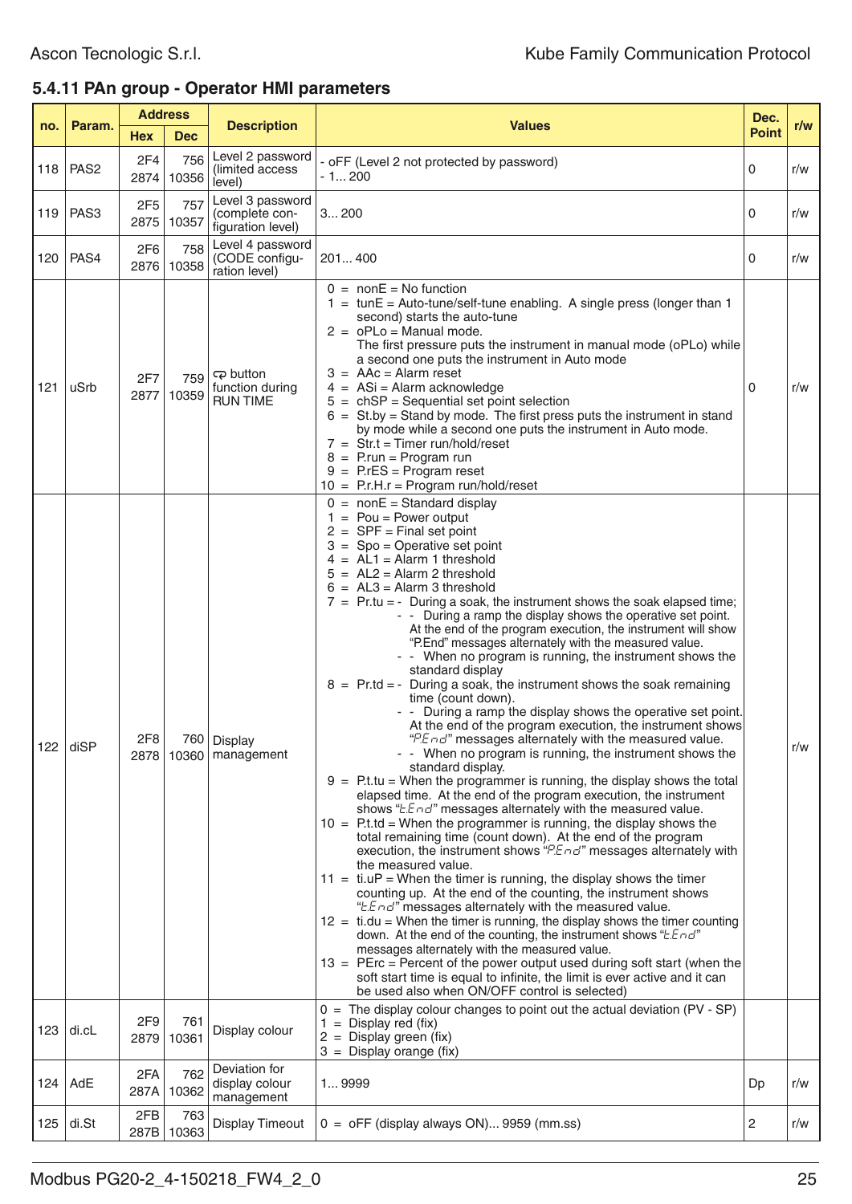## 5.4.11 PAn group - Operator HMI parameters

| no. | Param. | Address | | Description | Values | Dec. Point | r/w |
|---|---|---|---|---|---|---|---|
| | | Hex | Dec | | | | |
| 118 | PAS2 | 2F4<br>2874 | 756<br>10356 | Level 2 password (limited access level) | - oFF (Level 2 not protected by password)<br>- 1... 200 | 0 | r/w |
| 119 | PAS3 | 2F5<br>2875 | 757<br>10357 | Level 3 password (complete configuration level) | 3... 200 | 0 | r/w |
| 120 | PAS4 | 2F6<br>2876 | 758<br>10358 | Level 4 password (CODE configuration level) | 201... 400 | 0 | r/w |
| 121 | uSrb | 2F7<br>2877 | 759<br>10359 | ⟲ button function during RUN TIME | 0 = nonE = No function<br>1 = tunE = Auto-tune/self-tune enabling. A single press (longer than 1 second) starts the auto-tune<br>2 = oPLo = Manual mode. The first pressure puts the instrument in manual mode (oPLo) while a second one puts the instrument in Auto mode<br>3 = AAc = Alarm reset<br>4 = ASi = Alarm acknowledge<br>5 = chSP = Sequential set point selection<br>6 = St.by = Stand by mode. The first press puts the instrument in stand by mode while a second one puts the instrument in Auto mode.<br>7 = Str.t = Timer run/hold/reset<br>8 = P.run = Program run<br>9 = P.rES = Program reset<br>10 = P.r.H.r = Program run/hold/reset | 0 | r/w |
| 122 | diSP | 2F8<br>2878 | 760<br>10360 | Display management | 0 = nonE = Standard display<br>1 = Pou = Power output<br>2 = SPF = Final set point<br>3 = Spo = Operative set point<br>4 = AL1 = Alarm 1 threshold<br>5 = AL2 = Alarm 2 threshold<br>6 = AL3 = Alarm 3 threshold<br>7 = Pr.tu = - During a soak, the instrument shows the soak elapsed time;<br>- - During a ramp the display shows the operative set point. At the end of the program execution, the instrument will show "P.End" messages alternately with the measured value.<br>- - When no program is running, the instrument shows the standard display<br>8 = Pr.td = - During a soak, the instrument shows the soak remaining time (count down).<br>- - During a ramp the display shows the operative set point. At the end of the program execution, the instrument shows "P.End" messages alternately with the measured value.<br>- - When no program is running, the instrument shows the standard display.<br>9 = P.t.tu = When the programmer is running, the display shows the total elapsed time. At the end of the program execution, the instrument shows "t.End" messages alternately with the measured value.<br>10 = P.t.td = When the programmer is running, the display shows the total remaining time (count down). At the end of the program execution, the instrument shows "P.End" messages alternately with the measured value.<br>11 = ti.uP = When the timer is running, the display shows the timer counting up. At the end of the counting, the instrument shows "t.End" messages alternately with the measured value.<br>12 = ti.du = When the timer is running, the display shows the timer counting down. At the end of the counting, the instrument shows "t.End" messages alternately with the measured value.<br>13 = PErc = Percent of the power output used during soft start (when the soft start time is equal to infinite, the limit is ever active and it can be used also when ON/OFF control is selected) | | r/w |
| 123 | di.cL | 2F9<br>2879 | 761<br>10361 | Display colour | 0 = The display colour changes to point out the actual deviation (PV - SP)<br>1 = Display red (fix)<br>2 = Display green (fix)<br>3 = Display orange (fix) | | |
| 124 | AdE | 2FA<br>287A | 762<br>10362 | Deviation for display colour management | 1... 9999 | Dp | r/w |
| 125 | di.St | 2FB<br>287B | 763<br>10363 | Display Timeout | 0 = oFF (display always ON)... 9959 (mm.ss) | 2 | r/w |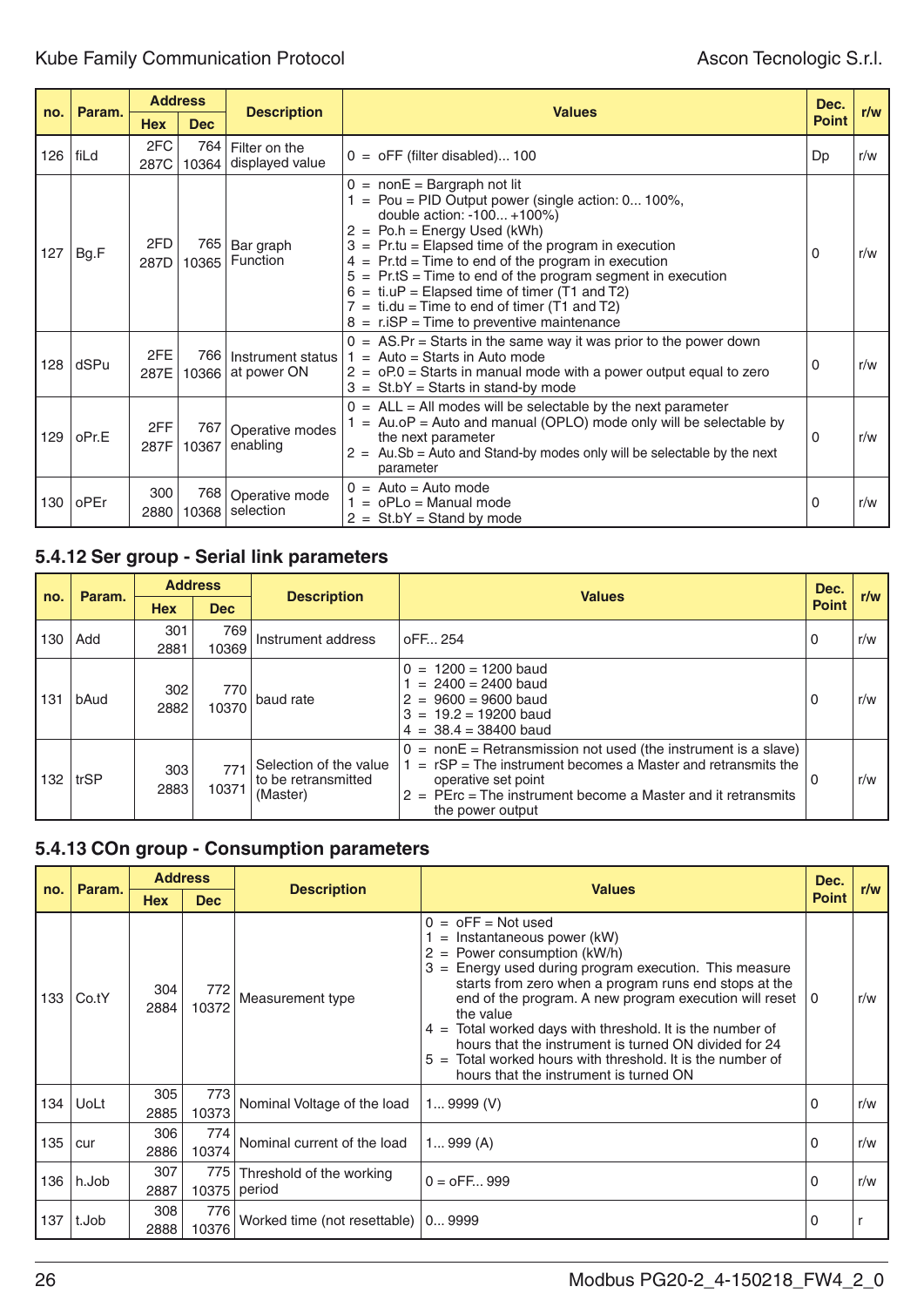| no. | Param. | Address | | Description | Values | Dec. Point | r/w |
|---|---|---|---|---|---|---|---|
| | | Hex | Dec | | | | |
| 126 | fiLd | 2FC 287C | 764 10364 | Filter on the displayed value | 0 = oFF (filter disabled)... 100 | Dp | r/w |
| 127 | Bg.F | 2FD 287D | 765 10365 | Bar graph Function | 0 = nonE = Bargraph not lit<br>1 = Pou = PID Output power (single action: 0... 100%, double action: -100... +100%)<br>2 = Po.h = Energy Used (kWh)<br>3 = Pr.tu = Elapsed time of the program in execution<br>4 = Pr.td = Time to end of the program in execution<br>5 = Pr.tS = Time to end of the program segment in execution<br>6 = ti.uP = Elapsed time of timer (T1 and T2)<br>7 = ti.du = Time to end of timer (T1 and T2)<br>8 = r.iSP = Time to preventive maintenance | 0 | r/w |
| 128 | dSPu | 2FE 287E | 766 10366 | Instrument status at power ON | 0 = AS.Pr = Starts in the same way it was prior to the power down<br>1 = Auto = Starts in Auto mode<br>2 = oP.0 = Starts in manual mode with a power output equal to zero<br>3 = St.bY = Starts in stand-by mode | 0 | r/w |
| 129 | oPr.E | 2FF 287F | 767 10367 | Operative modes enabling | 0 = ALL = All modes will be selectable by the next parameter<br>1 = Au.oP = Auto and manual (OPLO) mode only will be selectable by the next parameter<br>2 = Au.Sb = Auto and Stand-by modes only will be selectable by the next parameter | 0 | r/w |
| 130 | oPEr | 300 2880 | 768 10368 | Operative mode selection | 0 = Auto = Auto mode<br>1 = oPLo = Manual mode<br>2 = St.bY = Stand by mode | 0 | r/w |

### 5.4.12 Ser group - Serial link parameters

| no. | Param. | Address | | Description | Values | Dec. Point | r/w |
|---|---|---|---|---|---|---|---|
| | | Hex | Dec | | | | |
| 130 | Add | 301 2881 | 769 10369 | Instrument address | oFF... 254 | 0 | r/w |
| 131 | bAud | 302 2882 | 770 10370 | baud rate | 0 = 1200 = 1200 baud<br>1 = 2400 = 2400 baud<br>2 = 9600 = 9600 baud<br>3 = 19.2 = 19200 baud<br>4 = 38.4 = 38400 baud | 0 | r/w |
| 132 | trSP | 303 2883 | 771 10371 | Selection of the value to be retransmitted (Master) | 0 = nonE = Retransmission not used (the instrument is a slave)<br>1 = rSP = The instrument becomes a Master and retransmits the operative set point<br>2 = PErc = The instrument become a Master and it retransmits the power output | 0 | r/w |

### 5.4.13 COn group - Consumption parameters

| no. | Param. | Address | | Description | Values | Dec. Point | r/w |
|---|---|---|---|---|---|---|---|
| | | Hex | Dec | | | | |
| 133 | Co.tY | 304 2884 | 772 10372 | Measurement type | 0 = oFF = Not used<br>1 = Instantaneous power (kW)<br>2 = Power consumption (kW/h)<br>3 = Energy used during program execution. This measure starts from zero when a program runs end stops at the end of the program. A new program execution will reset the value<br>4 = Total worked days with threshold. It is the number of hours that the instrument is turned ON divided for 24<br>5 = Total worked hours with threshold. It is the number of hours that the instrument is turned ON | 0 | r/w |
| 134 | UoLt | 305 2885 | 773 10373 | Nominal Voltage of the load | 1... 9999 (V) | 0 | r/w |
| 135 | cur | 306 2886 | 774 10374 | Nominal current of the load | 1... 999 (A) | 0 | r/w |
| 136 | h.Job | 307 2887 | 775 10375 | Threshold of the working period | 0 = oFF... 999 | 0 | r/w |
| 137 | t.Job | 308 2888 | 776 10376 | Worked time (not resettable) | 0... 9999 | 0 | r |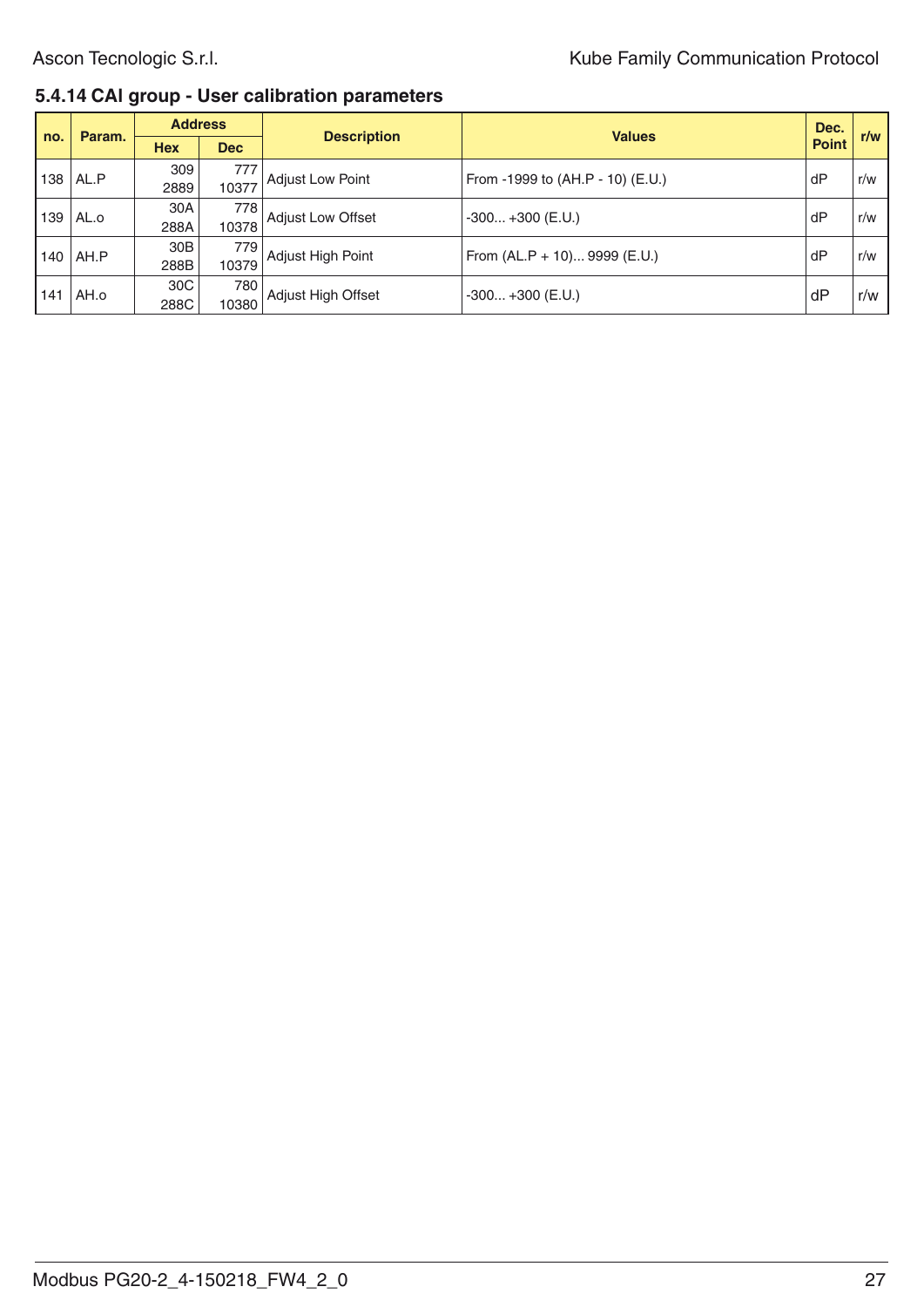### 5.4.14 CAI group - User calibration parameters

| no. | Param. | Address | | Description | Values | Dec. Point | r/w |
|---|---|---|---|---|---|---|---|
| | | Hex | Dec | | | | |
| 138 | AL.P | 309<br>2889 | 777<br>10377 | Adjust Low Point | From -1999 to (AH.P - 10) (E.U.) | dP | r/w |
| 139 | AL.o | 30A<br>288A | 778<br>10378 | Adjust Low Offset | -300... +300 (E.U.) | dP | r/w |
| 140 | AH.P | 30B<br>288B | 779<br>10379 | Adjust High Point | From (AL.P + 10)... 9999 (E.U.) | dP | r/w |
| 141 | AH.o | 30C<br>288C | 780<br>10380 | Adjust High Offset | -300... +300 (E.U.) | dP | r/w |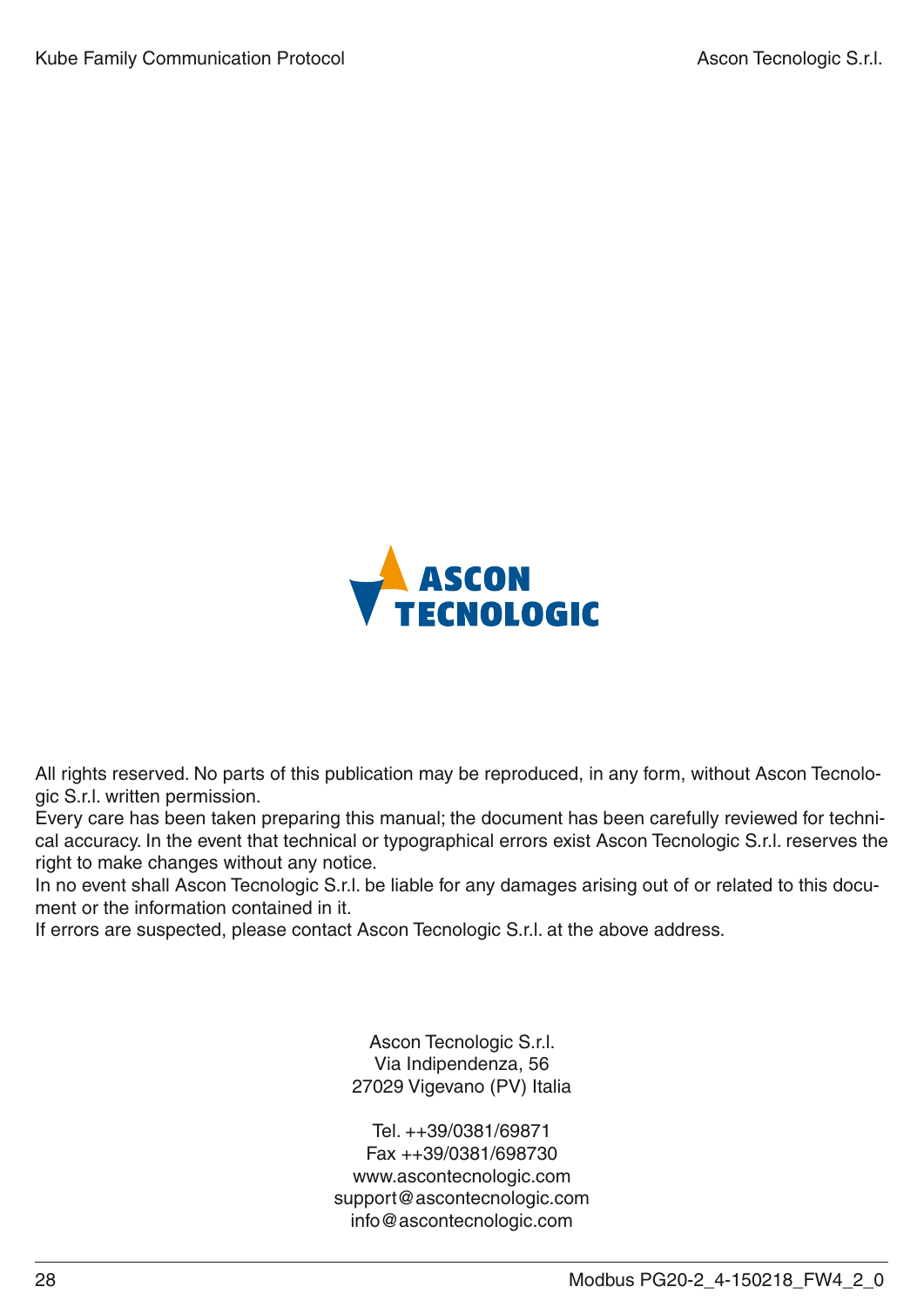All rights reserved. No parts of this publication may be reproduced, in any form, without Ascon Tecnologic S.r.l. written permission.
Every care has been taken preparing this manual; the document has been carefully reviewed for technical accuracy. In the event that technical or typographical errors exist Ascon Tecnologic S.r.l. reserves the right to make changes without any notice.
In no event shall Ascon Tecnologic S.r.l. be liable for any damages arising out of or related to this document or the information contained in it.
If errors are suspected, please contact Ascon Tecnologic S.r.l. at the above address.

Ascon Tecnologic S.r.l.
Via Indipendenza, 56
27029 Vigevano (PV) Italia

Tel. ++39/0381/69871
Fax ++39/0381/698730
www.ascontecnologic.com
support@ascontecnologic.com
info@ascontecnologic.com